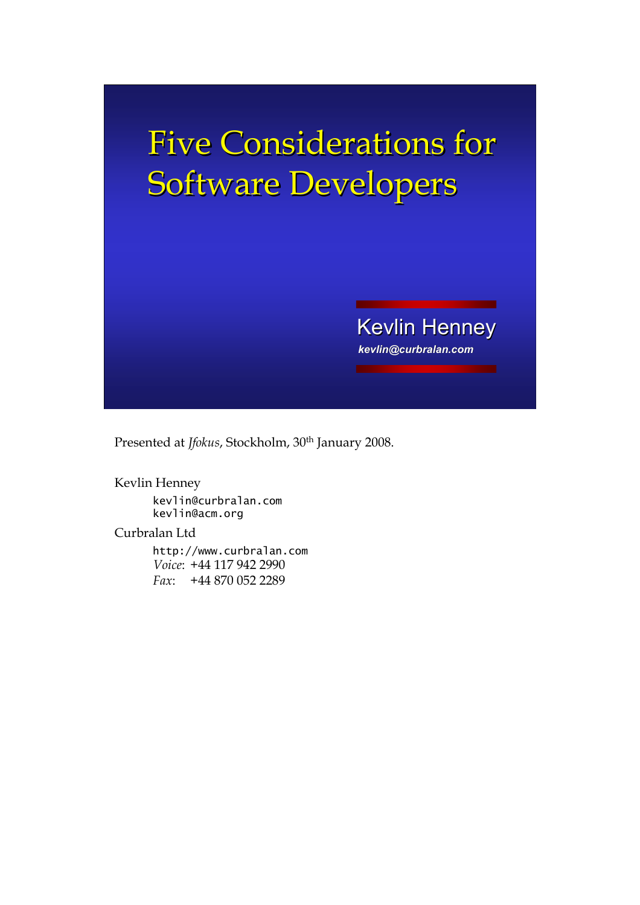# Five Considerations for Software Developers

Kevlin Henney

*kevlin@curbralan.com*

Presented at *Jfokus*, Stockholm, 30th January 2008.

Kevlin Henney

```
kevlin@curbralan.com
kevlin@acm.org
```

Curbralan Ltd

```
http://www.curbralan.com
```

*Voice*: +44 117 942 2990
*Fax*: +44 870 052 2289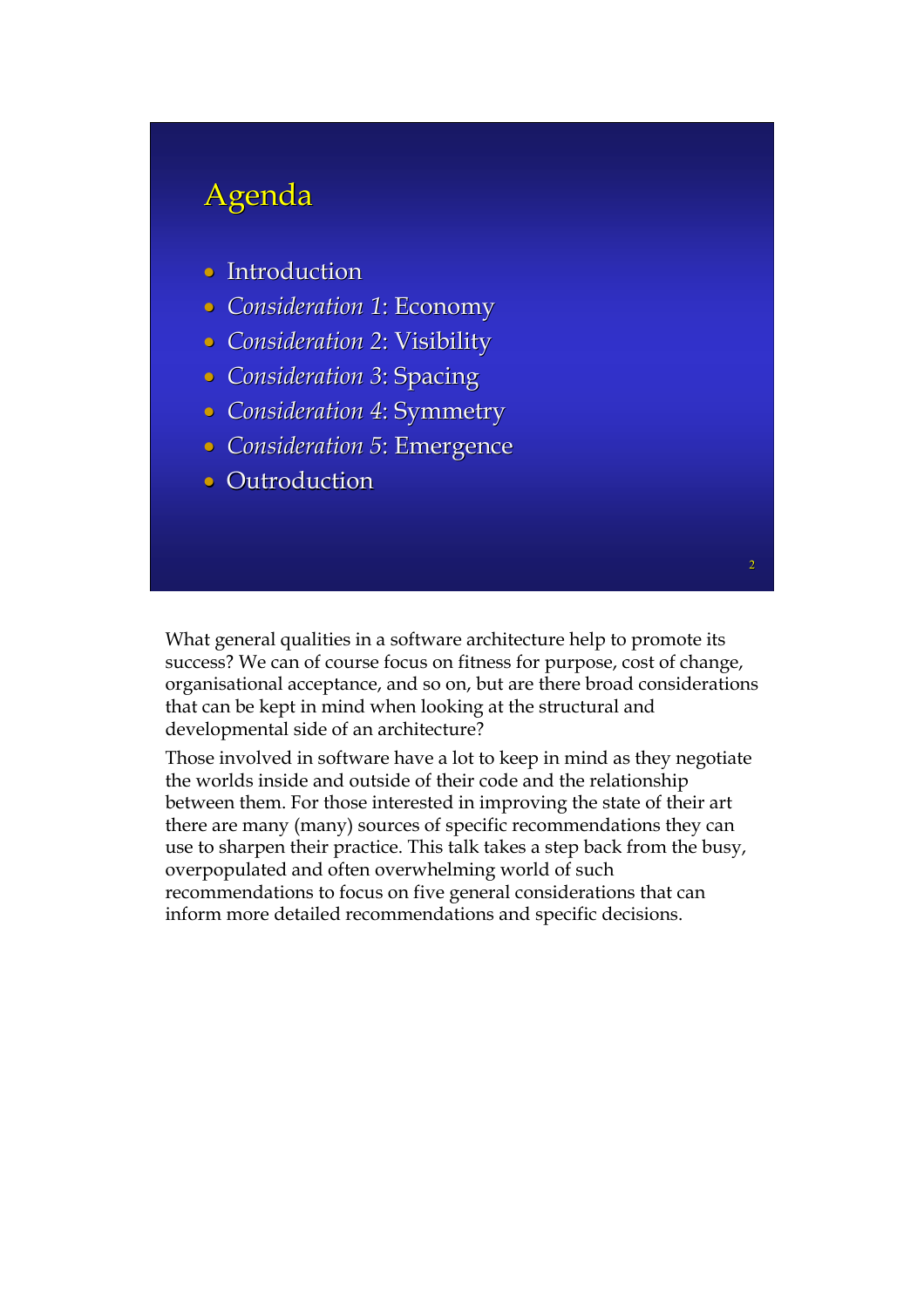## Agenda

- Introduction
- *Consideration 1*: Economy
- *Consideration 2*: Visibility
- *Consideration 3*: Spacing
- *Consideration 4*: Symmetry
- *Consideration 5*: Emergence
- Outroduction

What general qualities in a software architecture help to promote its success? We can of course focus on fitness for purpose, cost of change, organisational acceptance, and so on, but are there broad considerations that can be kept in mind when looking at the structural and developmental side of an architecture?

Those involved in software have a lot to keep in mind as they negotiate the worlds inside and outside of their code and the relationship between them. For those interested in improving the state of their art there are many (many) sources of specific recommendations they can use to sharpen their practice. This talk takes a step back from the busy, overpopulated and often overwhelming world of such recommendations to focus on five general considerations that can inform more detailed recommendations and specific decisions.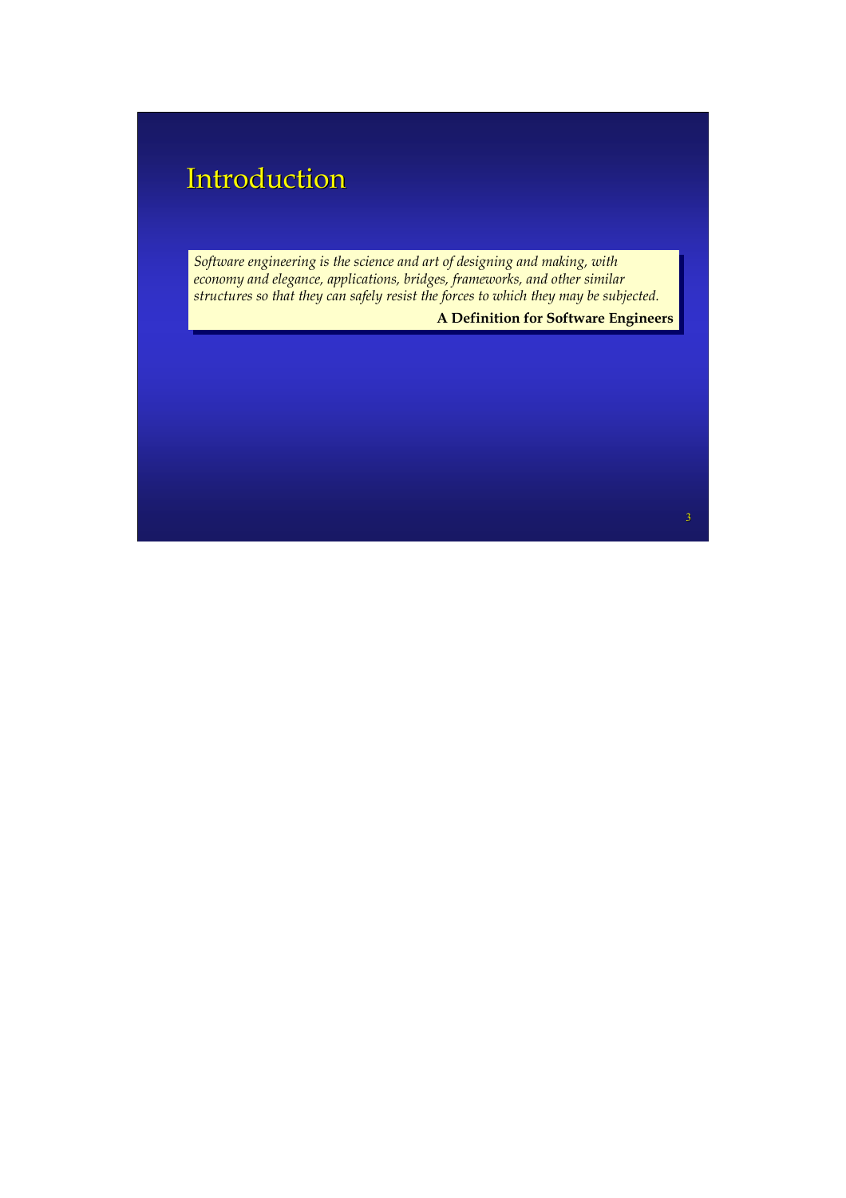# Introduction

*Software engineering is the science and art of designing and making, with economy and elegance, applications, bridges, frameworks, and other similar structures so that they can safely resist the forces to which they may be subjected.*

**A Definition for Software Engineers**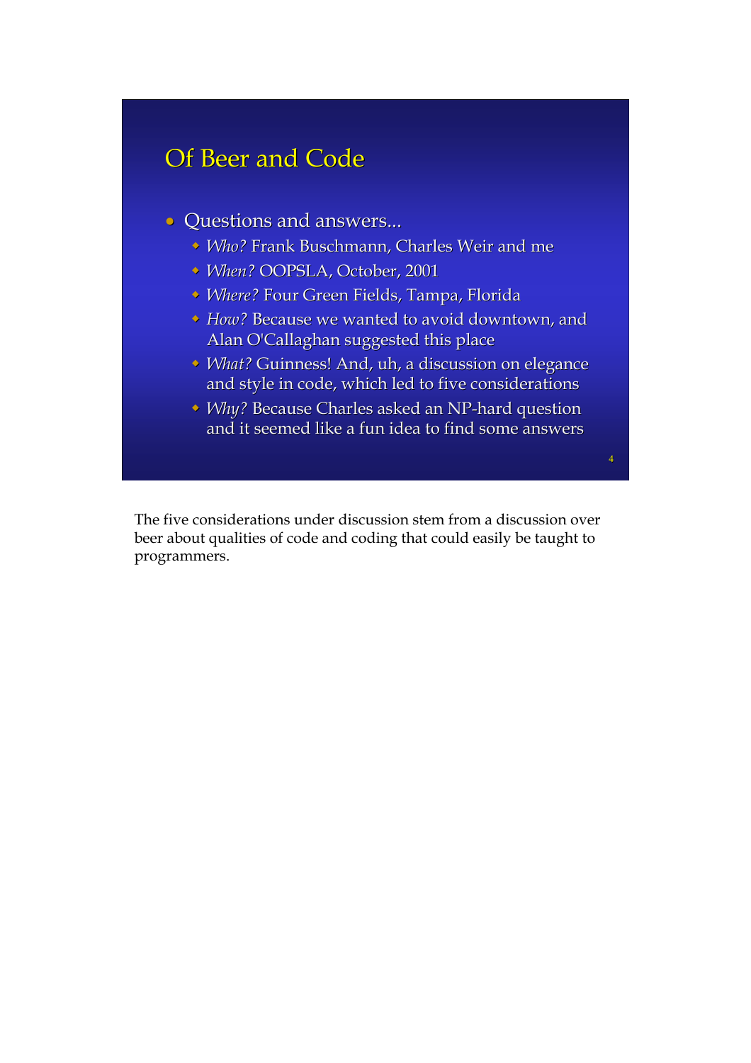## Of Beer and Code

- Questions and answers...
  - *Who?* Frank Buschmann, Charles Weir and me
  - *When?* OOPSLA, October, 2001
  - *Where?* Four Green Fields, Tampa, Florida
  - *How?* Because we wanted to avoid downtown, and Alan O'Callaghan suggested this place
  - *What?* Guinness! And, uh, a discussion on elegance and style in code, which led to five considerations
  - *Why?* Because Charles asked an NP-hard question and it seemed like a fun idea to find some answers

The five considerations under discussion stem from a discussion over beer about qualities of code and coding that could easily be taught to programmers.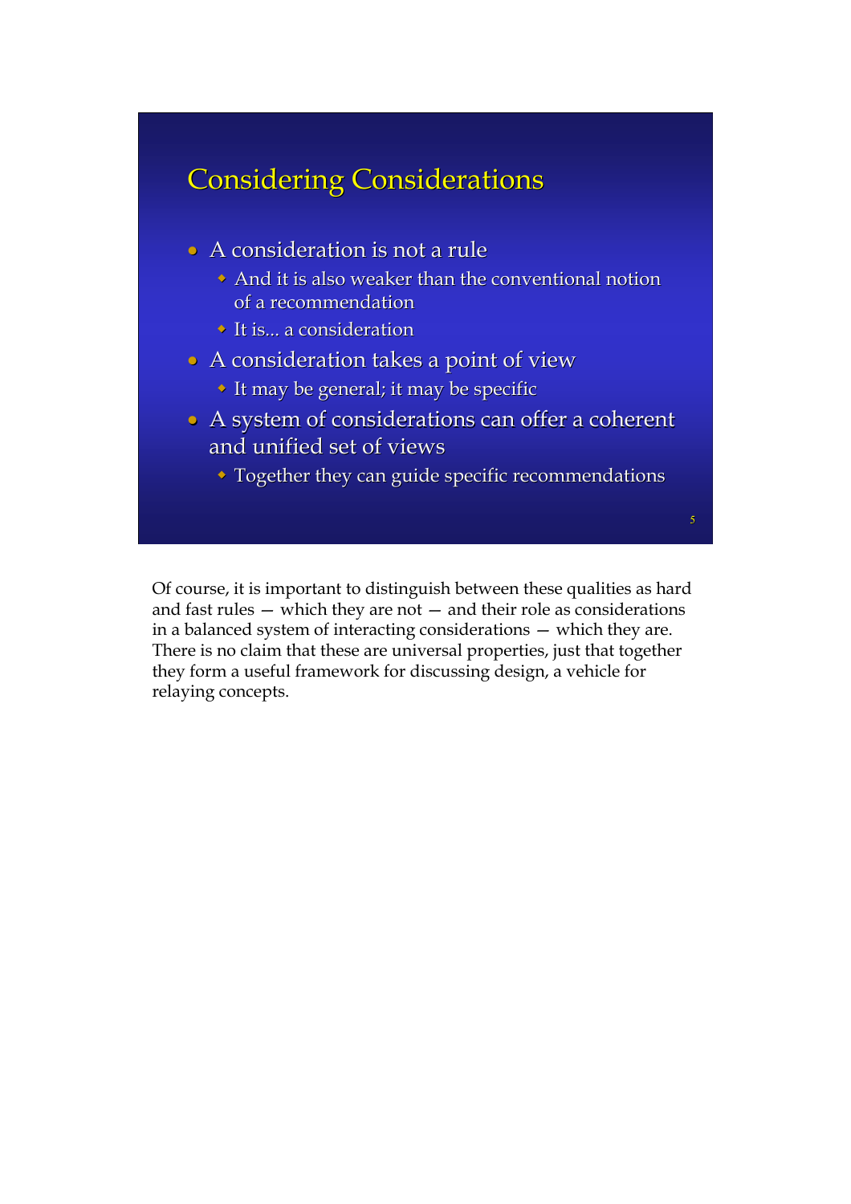## Considering Considerations

- A consideration is not a rule
  - And it is also weaker than the conventional notion of a recommendation
  - It is... a consideration
- A consideration takes a point of view
  - It may be general; it may be specific
- A system of considerations can offer a coherent and unified set of views
  - Together they can guide specific recommendations

Of course, it is important to distinguish between these qualities as hard and fast rules — which they are not — and their role as considerations in a balanced system of interacting considerations — which they are. There is no claim that these are universal properties, just that together they form a useful framework for discussing design, a vehicle for relaying concepts.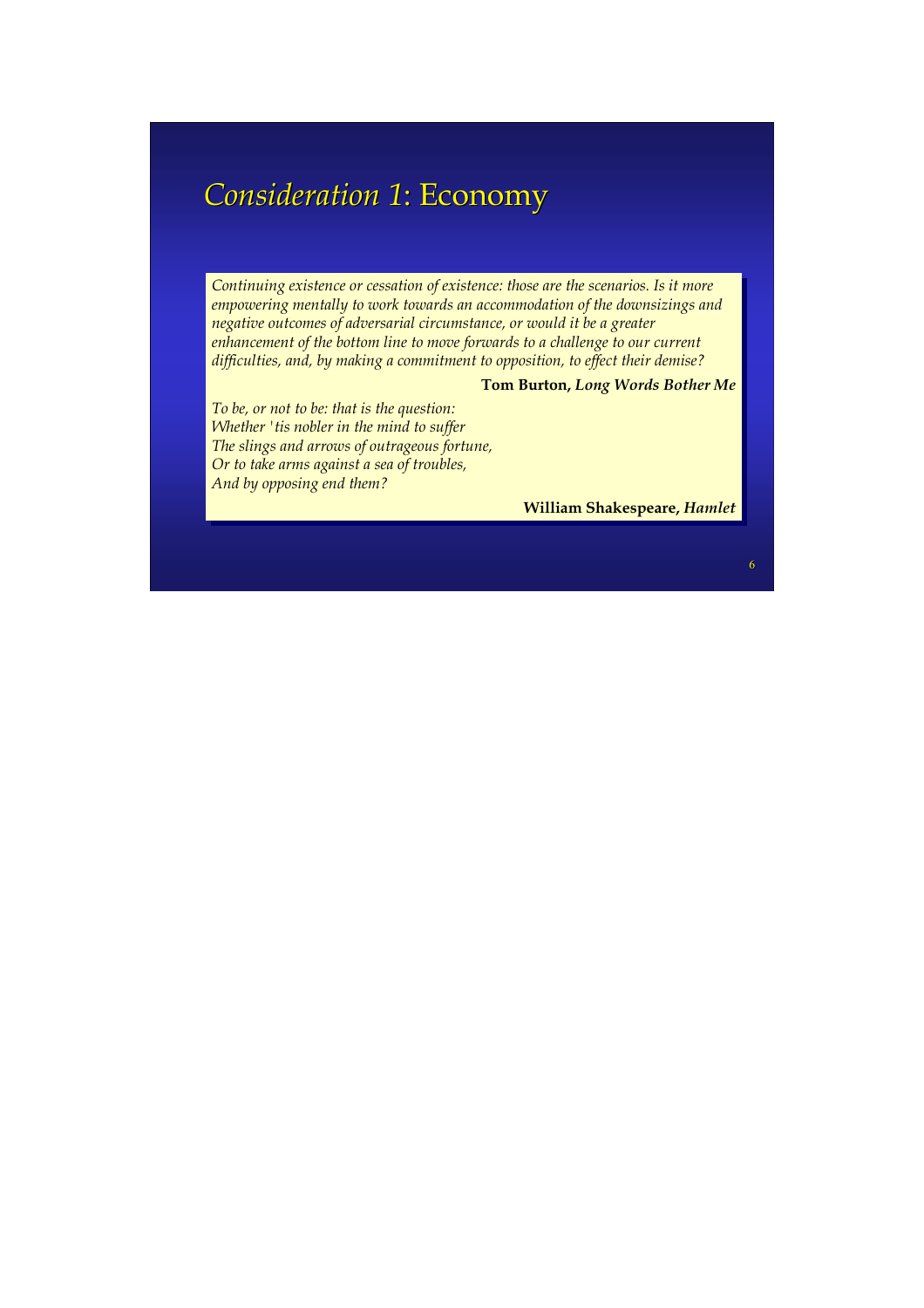# *Consideration 1*: Economy

*Continuing existence or cessation of existence: those are the scenarios. Is it more empowering mentally to work towards an accommodation of the downsizings and negative outcomes of adversarial circumstance, or would it be a greater enhancement of the bottom line to move forwards to a challenge to our current difficulties, and, by making a commitment to opposition, to effect their demise?*

**Tom Burton, *Long Words Bother Me***

*To be, or not to be: that is the question:*
*Whether 'tis nobler in the mind to suffer*
*The slings and arrows of outrageous fortune,*
*Or to take arms against a sea of troubles,*
*And by opposing end them?*

**William Shakespeare, *Hamlet***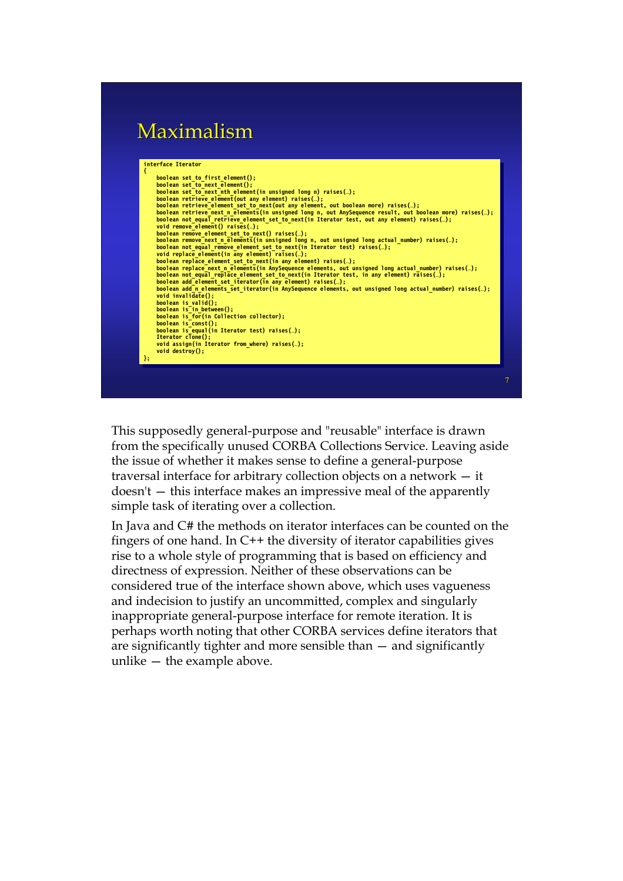# Maximalism

```
interface Iterator
{
    boolean set_to_first_element();
    boolean set_to_next_element();
    boolean set_to_next_nth_element(in unsigned long n) raises(…);
    boolean retrieve_element(out any element) raises(…);
    boolean retrieve_element_set_to_next(out any element, out boolean more) raises(…);
    boolean retrieve_next_n_elements(in unsigned long n, out AnySequence result, out boolean more) raises(…);
    boolean not_equal_retrieve_element_set_to_next(in Iterator test, out any element) raises(…);
    void remove_element() raises(…);
    boolean remove_element_set_to_next() raises(…);
    boolean remove_next_n_elements(in unsigned long n, out unsigned long actual_number) raises(…);
    boolean not_equal_remove_element_set_to_next(in Iterator test) raises(…);
    void replace_element(in any element) raises(…);
    boolean replace_element_set_to_next(in any element) raises(…);
    boolean replace_next_n_elements(in AnySequence elements, out unsigned long actual_number) raises(…);
    boolean not_equal_replace_element_set_to_next(in Iterator test, in any element) raises(…);
    boolean add_element_set_iterator(in any element) raises(…);
    boolean add_n_elements_set_iterator(in AnySequence elements, out unsigned long actual_number) raises(…);
    void invalidate();
    boolean is_valid();
    boolean is_in_between();
    boolean is_for(in Collection collector);
    boolean is_const();
    boolean is_equal(in Iterator test) raises(…);
    Iterator clone();
    void assign(in Iterator from_where) raises(…);
    void destroy();
};
```

This supposedly general-purpose and "reusable" interface is drawn from the specifically unused CORBA Collections Service. Leaving aside the issue of whether it makes sense to define a general-purpose traversal interface for arbitrary collection objects on a network — it doesn't — this interface makes an impressive meal of the apparently simple task of iterating over a collection.

In Java and C# the methods on iterator interfaces can be counted on the fingers of one hand. In C++ the diversity of iterator capabilities gives rise to a whole style of programming that is based on efficiency and directness of expression. Neither of these observations can be considered true of the interface shown above, which uses vagueness and indecision to justify an uncommitted, complex and singularly inappropriate general-purpose interface for remote iteration. It is perhaps worth noting that other CORBA services define iterators that are significantly tighter and more sensible than — and significantly unlike — the example above.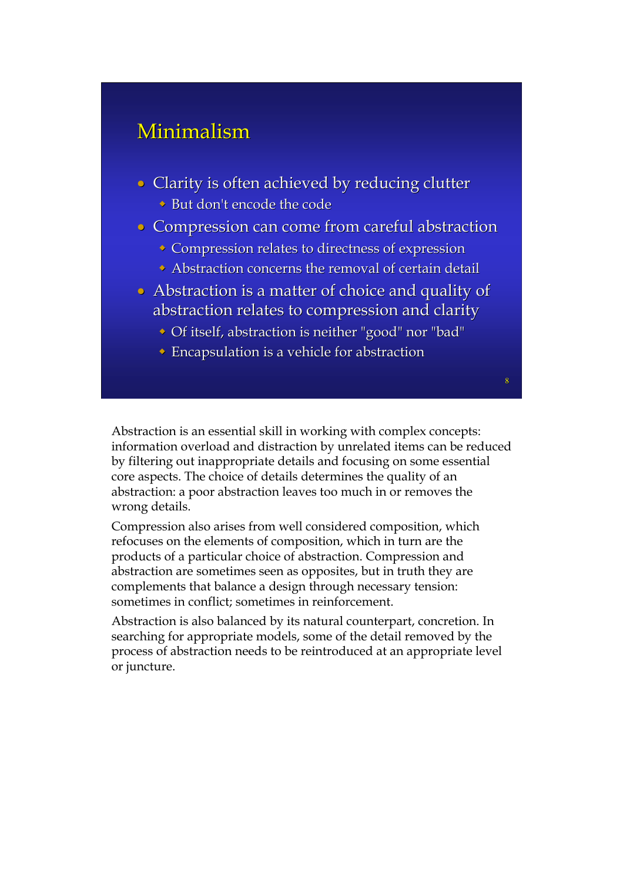## Minimalism

- Clarity is often achieved by reducing clutter
  - But don't encode the code
- Compression can come from careful abstraction
  - Compression relates to directness of expression
  - Abstraction concerns the removal of certain detail
- Abstraction is a matter of choice and quality of abstraction relates to compression and clarity
  - Of itself, abstraction is neither "good" nor "bad"
  - Encapsulation is a vehicle for abstraction

Abstraction is an essential skill in working with complex concepts: information overload and distraction by unrelated items can be reduced by filtering out inappropriate details and focusing on some essential core aspects. The choice of details determines the quality of an abstraction: a poor abstraction leaves too much in or removes the wrong details.

Compression also arises from well considered composition, which refocuses on the elements of composition, which in turn are the products of a particular choice of abstraction. Compression and abstraction are sometimes seen as opposites, but in truth they are complements that balance a design through necessary tension: sometimes in conflict; sometimes in reinforcement.

Abstraction is also balanced by its natural counterpart, concretion. In searching for appropriate models, some of the detail removed by the process of abstraction needs to be reintroduced at an appropriate level or juncture.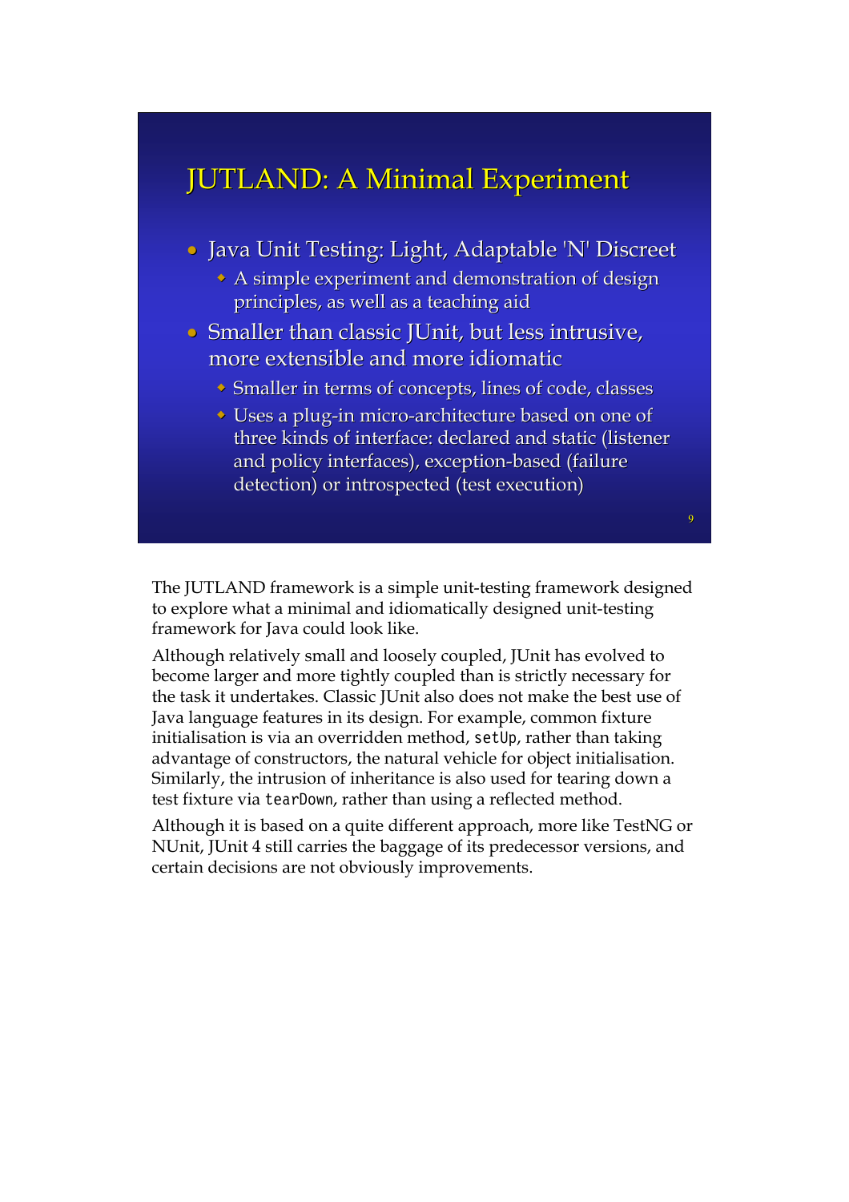## JUTLAND: A Minimal Experiment

- Java Unit Testing: Light, Adaptable 'N' Discreet
  - A simple experiment and demonstration of design principles, as well as a teaching aid
- Smaller than classic JUnit, but less intrusive, more extensible and more idiomatic
  - Smaller in terms of concepts, lines of code, classes
  - Uses a plug-in micro-architecture based on one of three kinds of interface: declared and static (listener and policy interfaces), exception-based (failure detection) or introspected (test execution)

The JUTLAND framework is a simple unit-testing framework designed to explore what a minimal and idiomatically designed unit-testing framework for Java could look like.

Although relatively small and loosely coupled, JUnit has evolved to become larger and more tightly coupled than is strictly necessary for the task it undertakes. Classic JUnit also does not make the best use of Java language features in its design. For example, common fixture initialisation is via an overridden method, `setUp`, rather than taking advantage of constructors, the natural vehicle for object initialisation. Similarly, the intrusion of inheritance is also used for tearing down a test fixture via `tearDown`, rather than using a reflected method.

Although it is based on a quite different approach, more like TestNG or NUnit, JUnit 4 still carries the baggage of its predecessor versions, and certain decisions are not obviously improvements.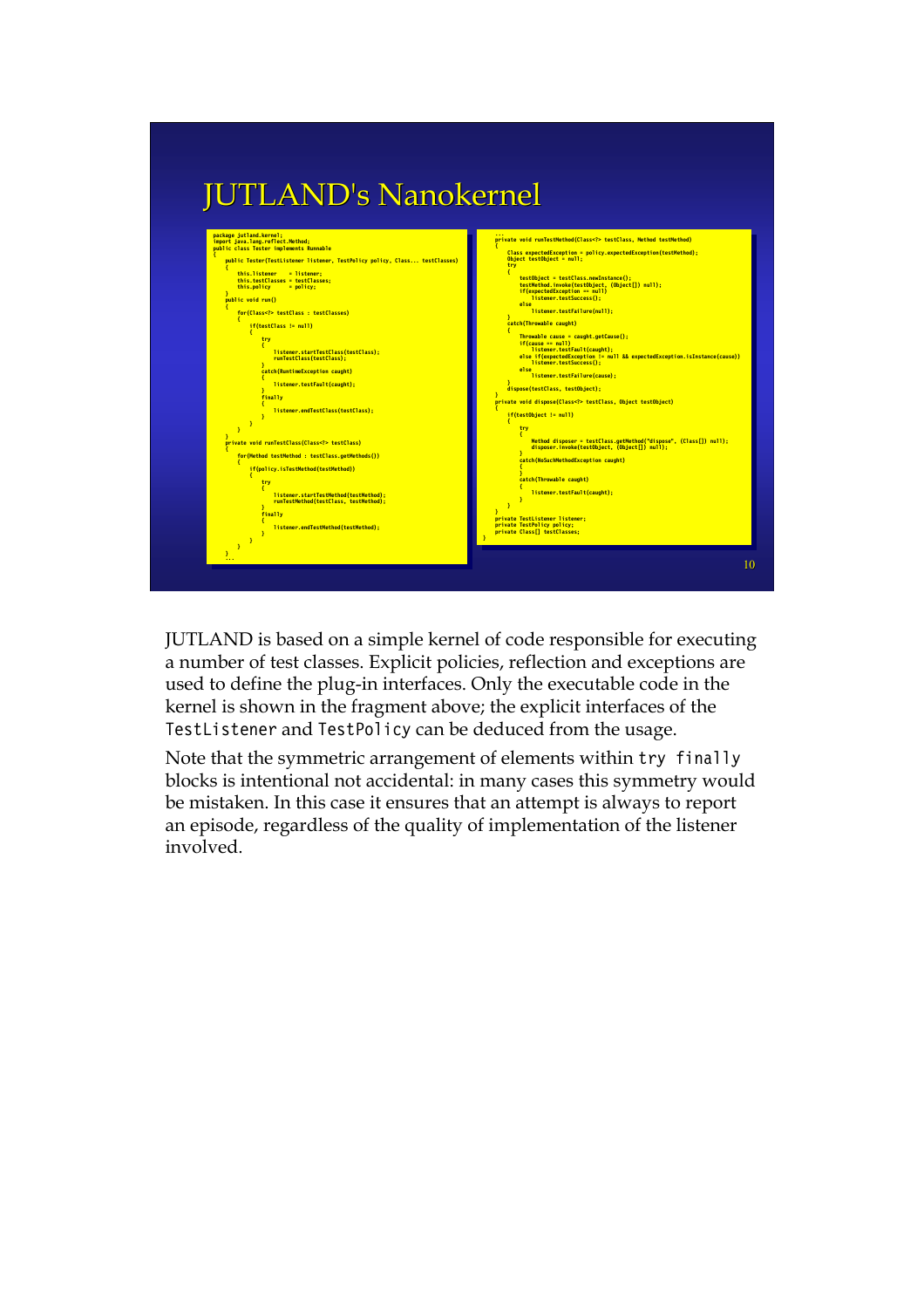# JUTLAND's Nanokernel

```java
package jutland.kernel;
import java.lang.reflect.Method;
public class Tester implements Runnable
{
    public Tester(TestListener listener, TestPolicy policy, Class... testClasses)
    {
        this.listener    = listener;
        this.testClasses = testClasses;
        this.policy      = policy;
    }
    public void run()
    {
        for(Class<?> testClass : testClasses)
        {
            if(testClass != null)
            {
                try
                {
                    listener.startTestClass(testClass);
                    runTestClass(testClass);
                }
                catch(RuntimeException caught)
                {
                    listener.testFault(caught);
                }
                finally
                {
                    listener.endTestClass(testClass);
                }
            }
        }
    }
    private void runTestClass(Class<?> testClass)
    {
        for(Method testMethod : testClass.getMethods())
        {
            if(policy.isTestMethod(testMethod))
            {
                try
                {
                    listener.startTestMethod(testMethod);
                    runTestMethod(testClass, testMethod);
                }
                finally
                {
                    listener.endTestMethod(testMethod);
                }
            }
        }
    }
    ...
```

```java
    ...
    private void runTestMethod(Class<?> testClass, Method testMethod)
    {
        Class expectedException = policy.expectedException(testMethod);
        Object testObject = null;
        try
        {
            testObject = testClass.newInstance();
            testMethod.invoke(testObject, (Object[]) null);
            if(expectedException == null)
                listener.testSuccess();
            else
                listener.testFailure(null);
        }
        catch(Throwable caught)
        {
            Throwable cause = caught.getCause();
            if(cause == null)
                listener.testFault(caught);
            else if(expectedException != null && expectedException.isInstance(cause))
                listener.testSuccess();
            else
                listener.testFailure(cause);
        }
        dispose(testClass, testObject);
    }
    private void dispose(Class<?> testClass, Object testObject)
    {
        if(testObject != null)
        {
            try
            {
                Method disposer = testClass.getMethod("dispose", (Class[]) null);
                disposer.invoke(testObject, (Object[]) null);
            }
            catch(NoSuchMethodException caught)
            {
            }
            catch(Throwable caught)
            {
                listener.testFault(caught);
            }
        }
    }
    private TestListener listener;
    private TestPolicy policy;
    private Class[] testClasses;
}
```

JUTLAND is based on a simple kernel of code responsible for executing a number of test classes. Explicit policies, reflection and exceptions are used to define the plug-in interfaces. Only the executable code in the kernel is shown in the fragment above; the explicit interfaces of the `TestListener` and `TestPolicy` can be deduced from the usage.

Note that the symmetric arrangement of elements within `try finally` blocks is intentional not accidental: in many cases this symmetry would be mistaken. In this case it ensures that an attempt is always to report an episode, regardless of the quality of implementation of the listener involved.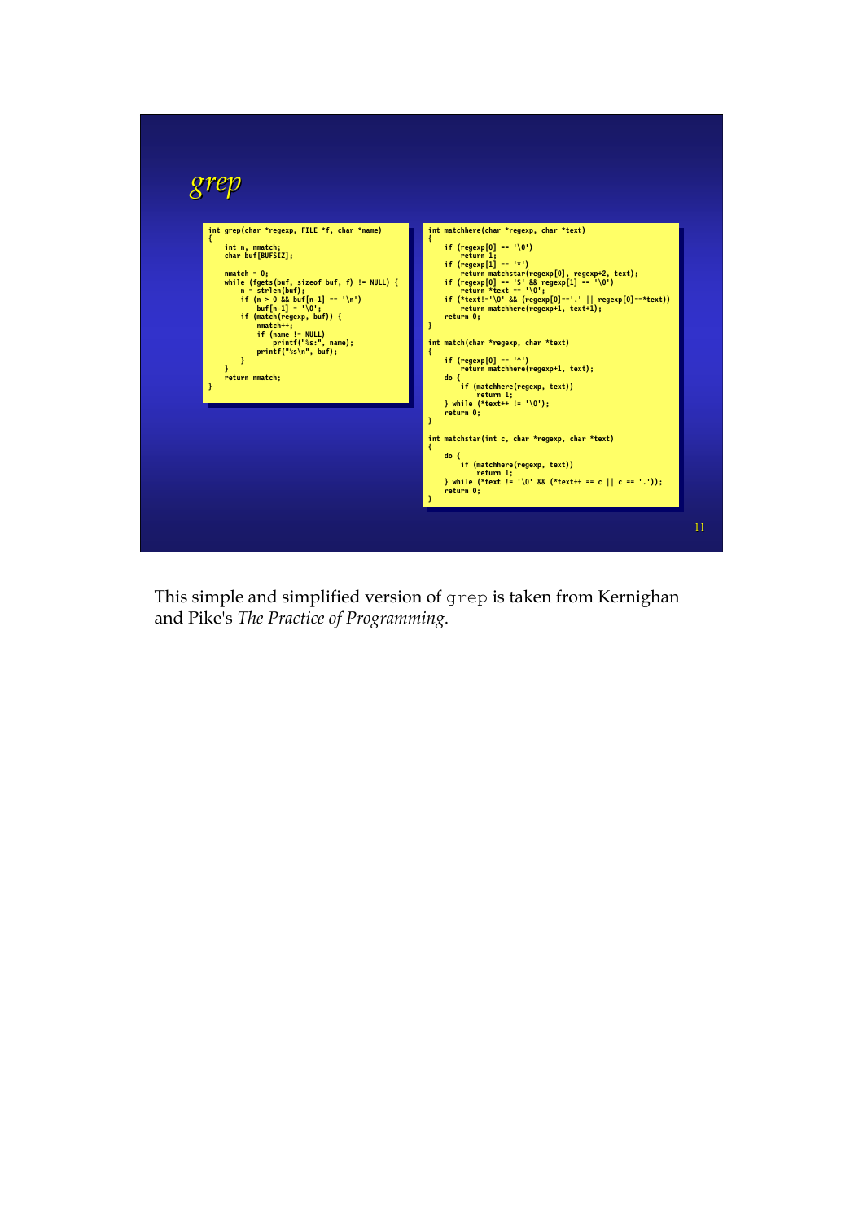# *grep*

```c
int grep(char *regexp, FILE *f, char *name)
{
    int n, nmatch;
    char buf[BUFSIZ];

    nmatch = 0;
    while (fgets(buf, sizeof buf, f) != NULL) {
        n = strlen(buf);
        if (n > 0 && buf[n-1] == '\n')
            buf[n-1] = '\0';
        if (match(regexp, buf)) {
            nmatch++;
            if (name != NULL)
                printf("%s:", name);
            printf("%s\n", buf);
        }
    }
    return nmatch;
}
```

```c
int matchhere(char *regexp, char *text)
{
    if (regexp[0] == '\0')
        return 1;
    if (regexp[1] == '*')
        return matchstar(regexp[0], regexp+2, text);
    if (regexp[0] == '$' && regexp[1] == '\0')
        return *text == '\0';
    if (*text!='\0' && (regexp[0]=='.' || regexp[0]==*text))
        return matchhere(regexp+1, text+1);
    return 0;
}

int match(char *regexp, char *text)
{
    if (regexp[0] == '^')
        return matchhere(regexp+1, text);
    do {
        if (matchhere(regexp, text))
            return 1;
    } while (*text++ != '\0');
    return 0;
}

int matchstar(int c, char *regexp, char *text)
{
    do {
        if (matchhere(regexp, text))
            return 1;
    } while (*text != '\0' && (*text++ == c || c == '.'));
    return 0;
}
```

This simple and simplified version of `grep` is taken from Kernighan and Pike's *The Practice of Programming*.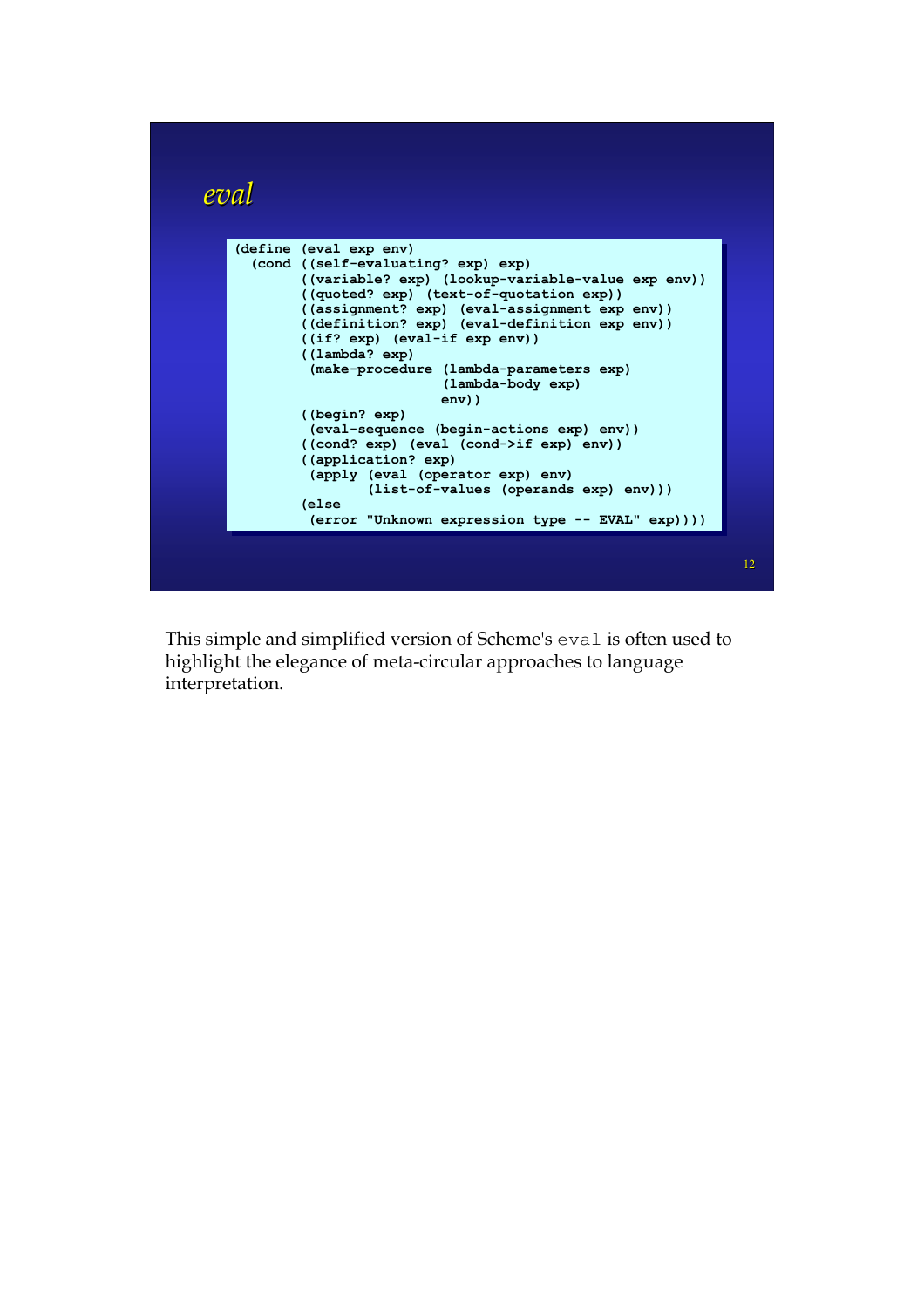## *eval*

```scheme
(define (eval exp env)
  (cond ((self-evaluating? exp) exp)
        ((variable? exp) (lookup-variable-value exp env))
        ((quoted? exp) (text-of-quotation exp))
        ((assignment? exp) (eval-assignment exp env))
        ((definition? exp) (eval-definition exp env))
        ((if? exp) (eval-if exp env))
        ((lambda? exp)
         (make-procedure (lambda-parameters exp)
                         (lambda-body exp)
                         env))
        ((begin? exp)
         (eval-sequence (begin-actions exp) env))
        ((cond? exp) (eval (cond->if exp) env))
        ((application? exp)
         (apply (eval (operator exp) env)
                (list-of-values (operands exp) env)))
        (else
         (error "Unknown expression type -- EVAL" exp))))
```

This simple and simplified version of Scheme's `eval` is often used to highlight the elegance of meta-circular approaches to language interpretation.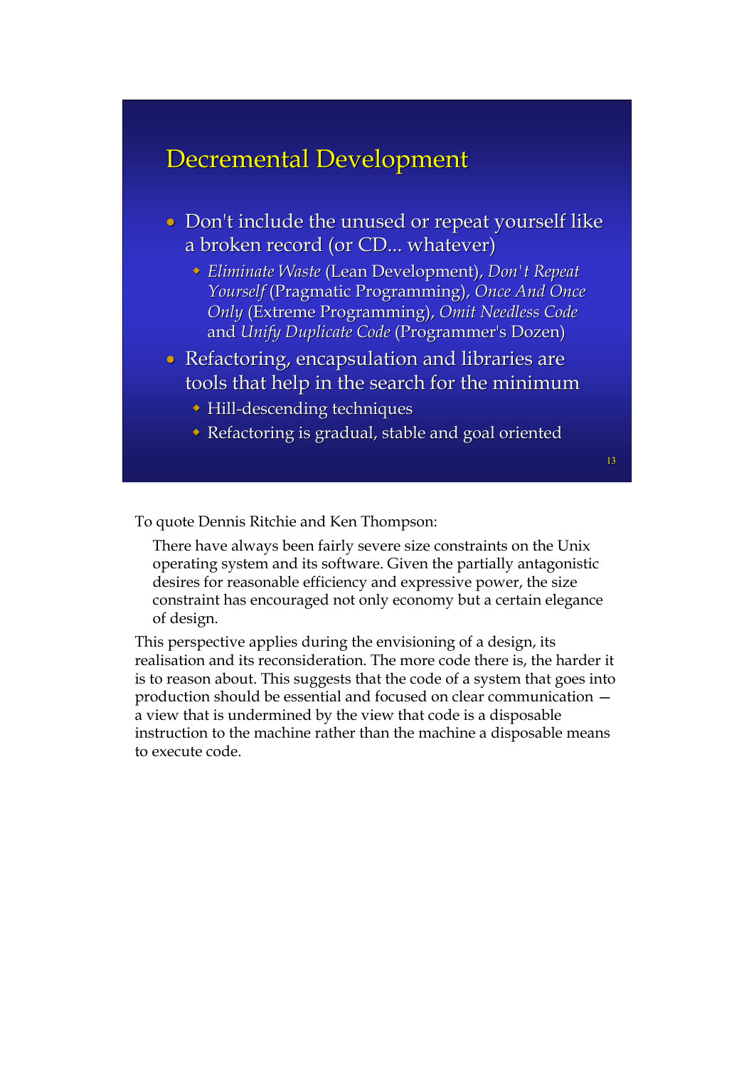## Decremental Development

- Don't include the unused or repeat yourself like a broken record (or CD... whatever)
  - *Eliminate Waste* (Lean Development), *Don't Repeat Yourself* (Pragmatic Programming), *Once And Once Only* (Extreme Programming), *Omit Needless Code* and *Unify Duplicate Code* (Programmer's Dozen)
- Refactoring, encapsulation and libraries are tools that help in the search for the minimum
  - Hill-descending techniques
  - Refactoring is gradual, stable and goal oriented

To quote Dennis Ritchie and Ken Thompson:

> There have always been fairly severe size constraints on the Unix operating system and its software. Given the partially antagonistic desires for reasonable efficiency and expressive power, the size constraint has encouraged not only economy but a certain elegance of design.

This perspective applies during the envisioning of a design, its realisation and its reconsideration. The more code there is, the harder it is to reason about. This suggests that the code of a system that goes into production should be essential and focused on clear communication — a view that is undermined by the view that code is a disposable instruction to the machine rather than the machine a disposable means to execute code.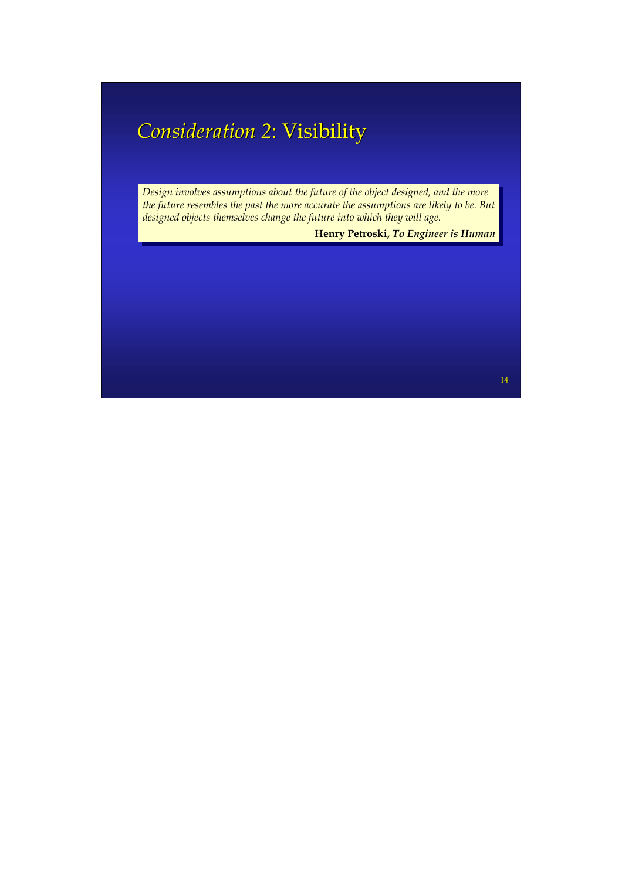# *Consideration 2*: Visibility

> *Design involves assumptions about the future of the object designed, and the more the future resembles the past the more accurate the assumptions are likely to be. But designed objects themselves change the future into which they will age.*
>
> **Henry Petroski, *To Engineer is Human***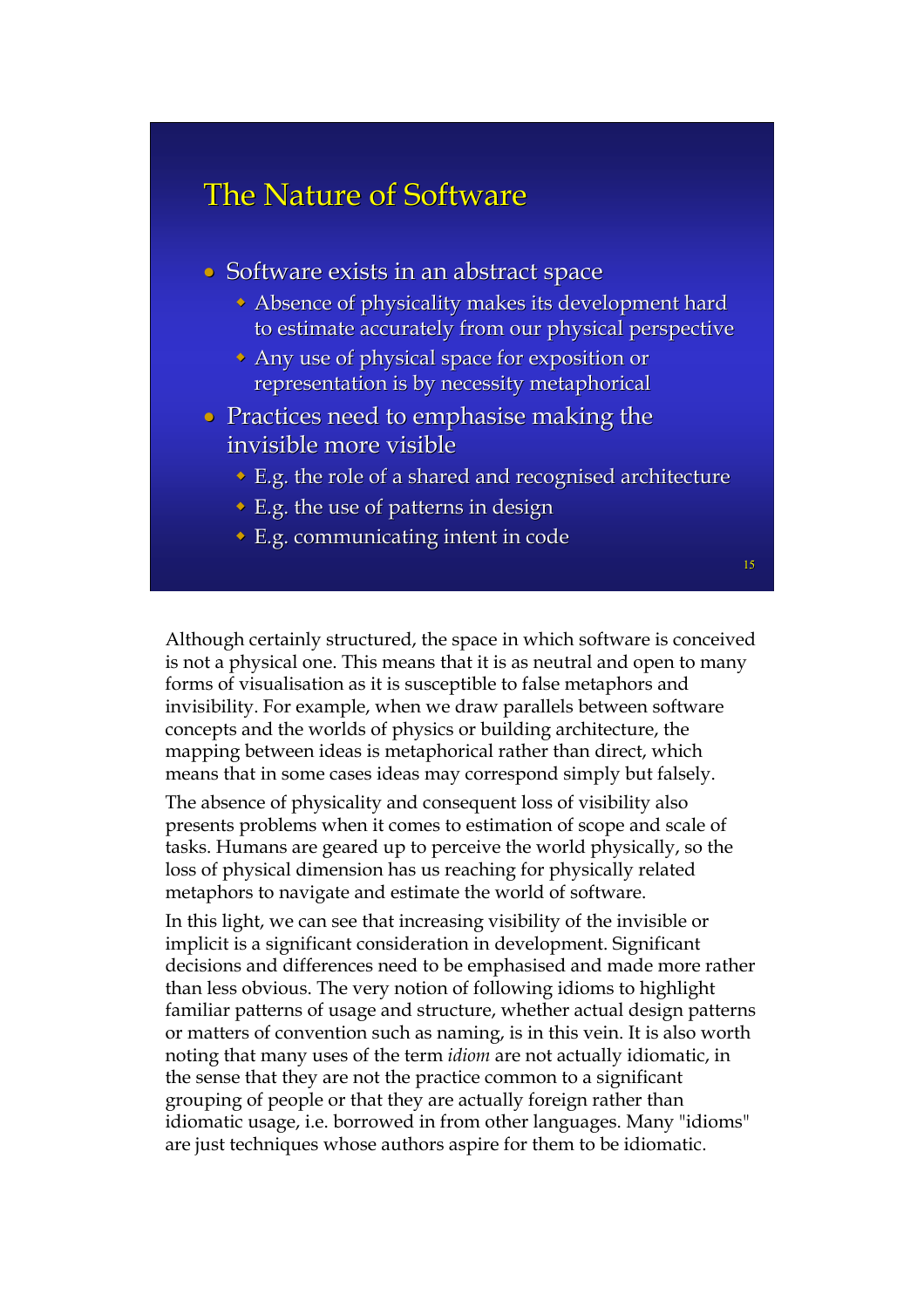## The Nature of Software

- Software exists in an abstract space
  - Absence of physicality makes its development hard to estimate accurately from our physical perspective
  - Any use of physical space for exposition or representation is by necessity metaphorical
- Practices need to emphasise making the invisible more visible
  - E.g. the role of a shared and recognised architecture
  - E.g. the use of patterns in design
  - E.g. communicating intent in code

Although certainly structured, the space in which software is conceived is not a physical one. This means that it is as neutral and open to many forms of visualisation as it is susceptible to false metaphors and invisibility. For example, when we draw parallels between software concepts and the worlds of physics or building architecture, the mapping between ideas is metaphorical rather than direct, which means that in some cases ideas may correspond simply but falsely.

The absence of physicality and consequent loss of visibility also presents problems when it comes to estimation of scope and scale of tasks. Humans are geared up to perceive the world physically, so the loss of physical dimension has us reaching for physically related metaphors to navigate and estimate the world of software.

In this light, we can see that increasing visibility of the invisible or implicit is a significant consideration in development. Significant decisions and differences need to be emphasised and made more rather than less obvious. The very notion of following idioms to highlight familiar patterns of usage and structure, whether actual design patterns or matters of convention such as naming, is in this vein. It is also worth noting that many uses of the term *idiom* are not actually idiomatic, in the sense that they are not the practice common to a significant grouping of people or that they are actually foreign rather than idiomatic usage, i.e. borrowed in from other languages. Many "idioms" are just techniques whose authors aspire for them to be idiomatic.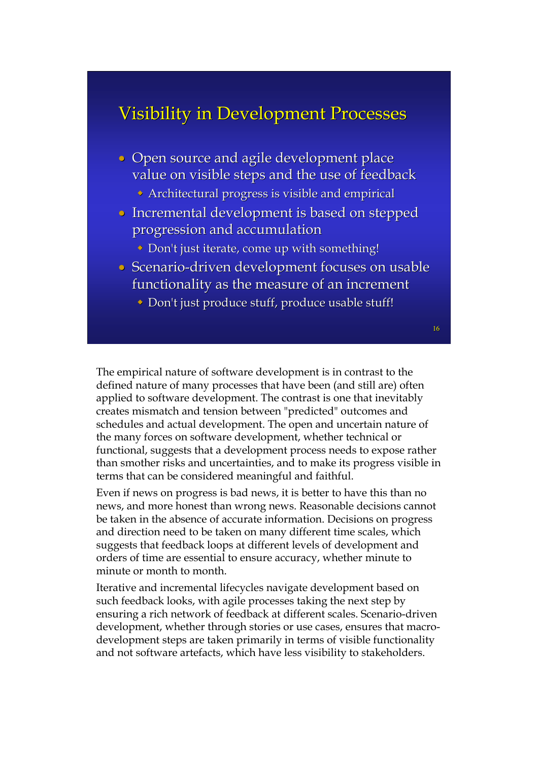## Visibility in Development Processes

- Open source and agile development place value on visible steps and the use of feedback
  - Architectural progress is visible and empirical
- Incremental development is based on stepped progression and accumulation
  - Don't just iterate, come up with something!
- Scenario-driven development focuses on usable functionality as the measure of an increment
  - Don't just produce stuff, produce usable stuff!

The empirical nature of software development is in contrast to the defined nature of many processes that have been (and still are) often applied to software development. The contrast is one that inevitably creates mismatch and tension between "predicted" outcomes and schedules and actual development. The open and uncertain nature of the many forces on software development, whether technical or functional, suggests that a development process needs to expose rather than smother risks and uncertainties, and to make its progress visible in terms that can be considered meaningful and faithful.

Even if news on progress is bad news, it is better to have this than no news, and more honest than wrong news. Reasonable decisions cannot be taken in the absence of accurate information. Decisions on progress and direction need to be taken on many different time scales, which suggests that feedback loops at different levels of development and orders of time are essential to ensure accuracy, whether minute to minute or month to month.

Iterative and incremental lifecycles navigate development based on such feedback looks, with agile processes taking the next step by ensuring a rich network of feedback at different scales. Scenario-driven development, whether through stories or use cases, ensures that macro-development steps are taken primarily in terms of visible functionality and not software artefacts, which have less visibility to stakeholders.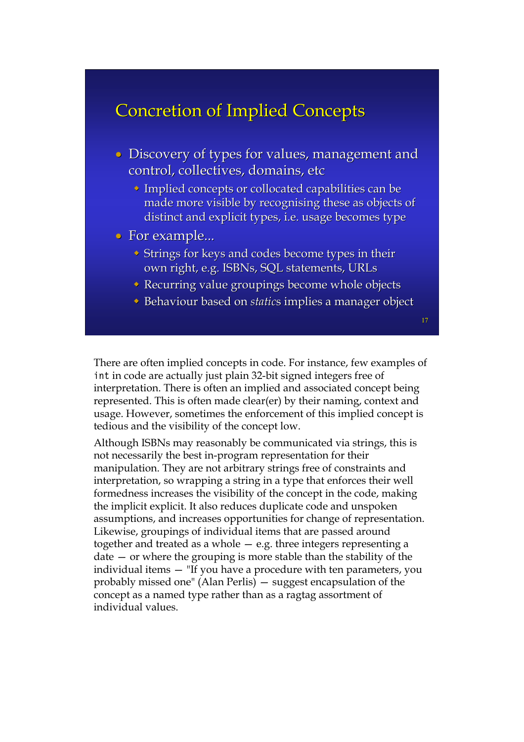## Concretion of Implied Concepts

- Discovery of types for values, management and control, collectives, domains, etc
  - Implied concepts or collocated capabilities can be made more visible by recognising these as objects of distinct and explicit types, i.e. usage becomes type
- For example...
  - Strings for keys and codes become types in their own right, e.g. ISBNs, SQL statements, URLs
  - Recurring value groupings become whole objects
  - Behaviour based on *statics* implies a manager object

There are often implied concepts in code. For instance, few examples of `int` in code are actually just plain 32-bit signed integers free of interpretation. There is often an implied and associated concept being represented. This is often made clear(er) by their naming, context and usage. However, sometimes the enforcement of this implied concept is tedious and the visibility of the concept low.

Although ISBNs may reasonably be communicated via strings, this is not necessarily the best in-program representation for their manipulation. They are not arbitrary strings free of constraints and interpretation, so wrapping a string in a type that enforces their well formedness increases the visibility of the concept in the code, making the implicit explicit. It also reduces duplicate code and unspoken assumptions, and increases opportunities for change of representation. Likewise, groupings of individual items that are passed around together and treated as a whole — e.g. three integers representing a date — or where the grouping is more stable than the stability of the individual items — "If you have a procedure with ten parameters, you probably missed one" (Alan Perlis) — suggest encapsulation of the concept as a named type rather than as a ragtag assortment of individual values.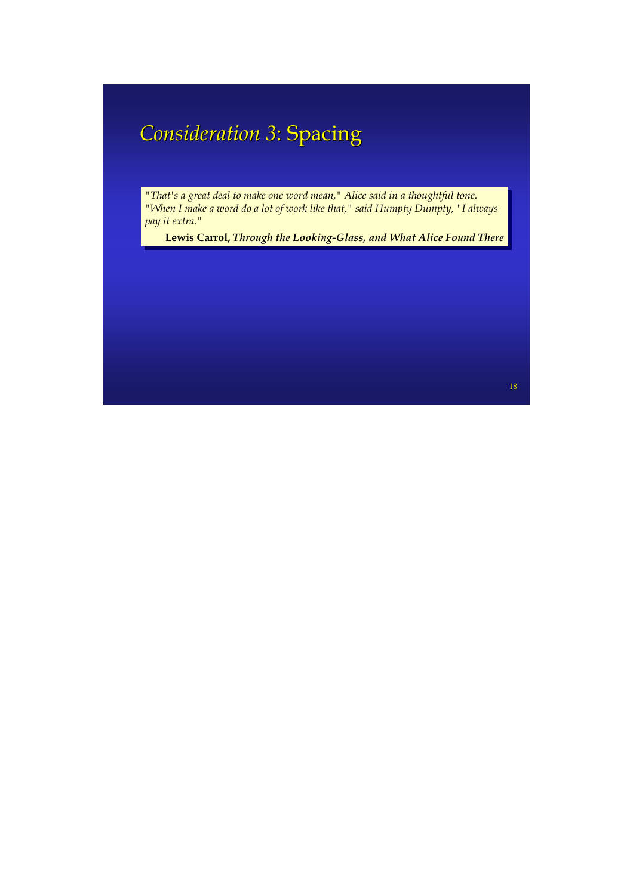# *Consideration 3*: Spacing

> *"That's a great deal to make one word mean," Alice said in a thoughtful tone. "When I make a word do a lot of work like that," said Humpty Dumpty, "I always pay it extra."*
>
> **Lewis Carrol, *Through the Looking-Glass, and What Alice Found There***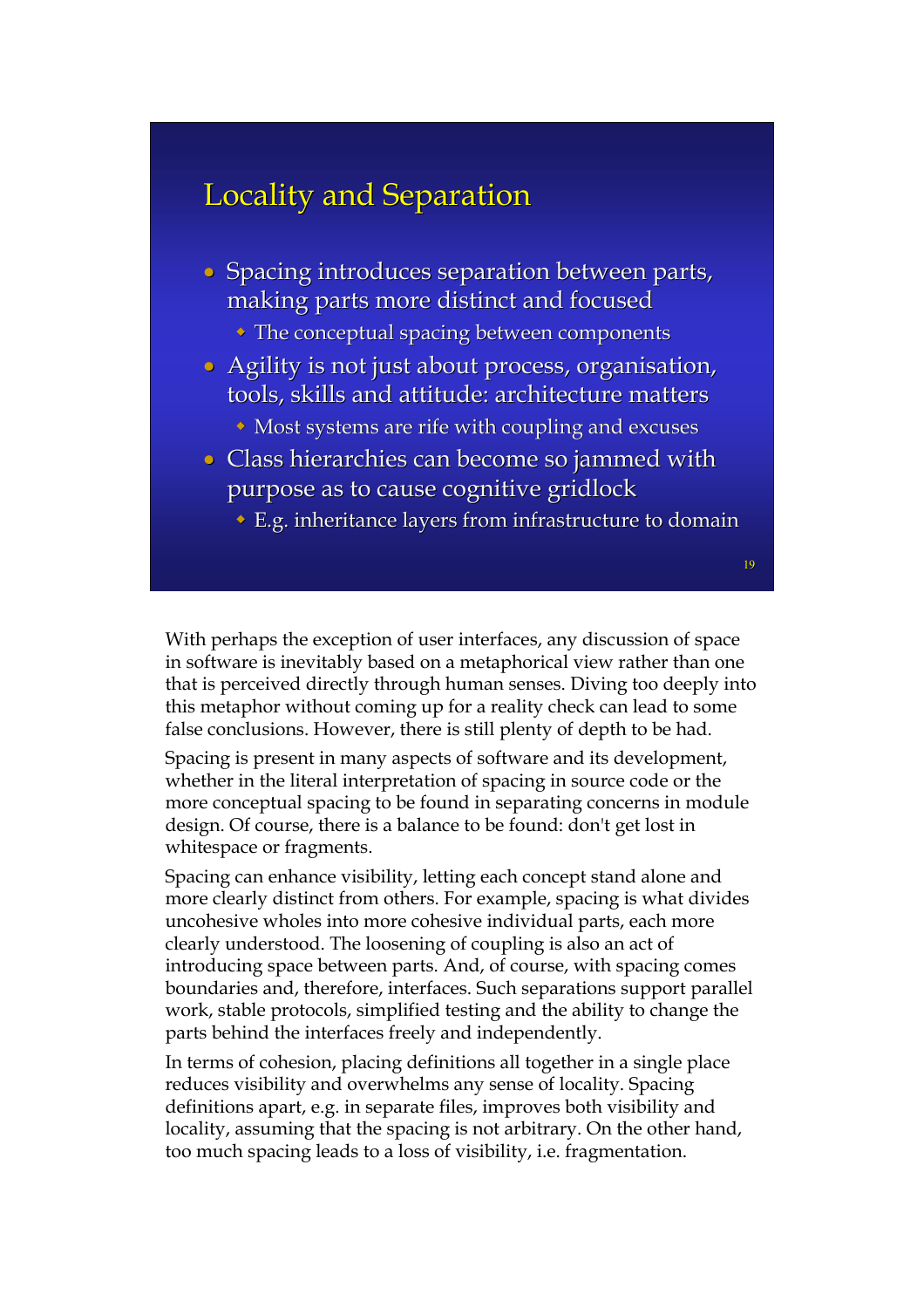## Locality and Separation

- Spacing introduces separation between parts, making parts more distinct and focused
  - The conceptual spacing between components
- Agility is not just about process, organisation, tools, skills and attitude: architecture matters
  - Most systems are rife with coupling and excuses
- Class hierarchies can become so jammed with purpose as to cause cognitive gridlock
  - E.g. inheritance layers from infrastructure to domain

With perhaps the exception of user interfaces, any discussion of space in software is inevitably based on a metaphorical view rather than one that is perceived directly through human senses. Diving too deeply into this metaphor without coming up for a reality check can lead to some false conclusions. However, there is still plenty of depth to be had.

Spacing is present in many aspects of software and its development, whether in the literal interpretation of spacing in source code or the more conceptual spacing to be found in separating concerns in module design. Of course, there is a balance to be found: don't get lost in whitespace or fragments.

Spacing can enhance visibility, letting each concept stand alone and more clearly distinct from others. For example, spacing is what divides uncohesive wholes into more cohesive individual parts, each more clearly understood. The loosening of coupling is also an act of introducing space between parts. And, of course, with spacing comes boundaries and, therefore, interfaces. Such separations support parallel work, stable protocols, simplified testing and the ability to change the parts behind the interfaces freely and independently.

In terms of cohesion, placing definitions all together in a single place reduces visibility and overwhelms any sense of locality. Spacing definitions apart, e.g. in separate files, improves both visibility and locality, assuming that the spacing is not arbitrary. On the other hand, too much spacing leads to a loss of visibility, i.e. fragmentation.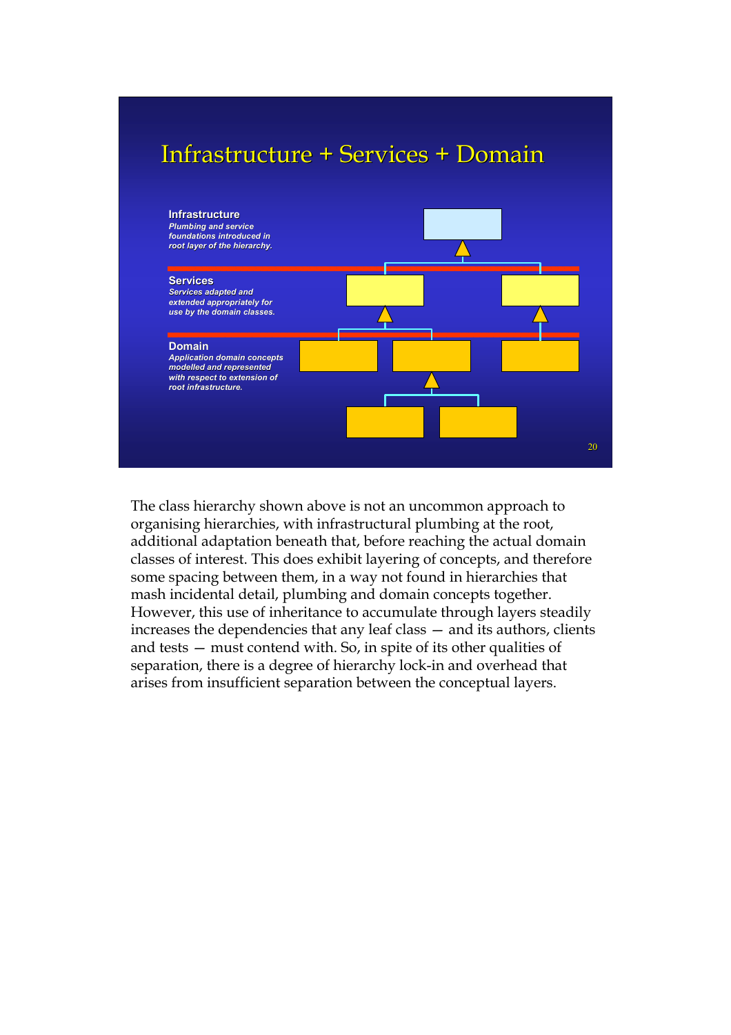## Infrastructure + Services + Domain

**Infrastructure**
*Plumbing and service foundations introduced in root layer of the hierarchy.*

**Services**
*Services adapted and extended appropriately for use by the domain classes.*

**Domain**
*Application domain concepts modelled and represented with respect to extension of root infrastructure.*

The class hierarchy shown above is not an uncommon approach to organising hierarchies, with infrastructural plumbing at the root, additional adaptation beneath that, before reaching the actual domain classes of interest. This does exhibit layering of concepts, and therefore some spacing between them, in a way not found in hierarchies that mash incidental detail, plumbing and domain concepts together. However, this use of inheritance to accumulate through layers steadily increases the dependencies that any leaf class — and its authors, clients and tests — must contend with. So, in spite of its other qualities of separation, there is a degree of hierarchy lock-in and overhead that arises from insufficient separation between the conceptual layers.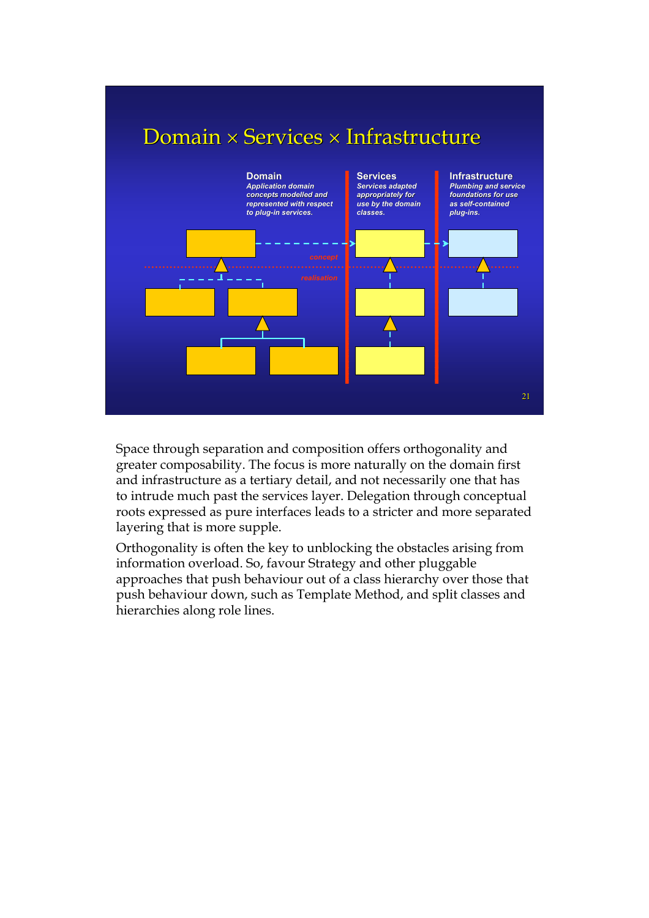# Domain × Services × Infrastructure

**Domain**
*Application domain concepts modelled and represented with respect to plug-in services.*

**Services**
*Services adapted appropriately for use by the domain classes.*

**Infrastructure**
*Plumbing and service foundations for use as self-contained plug-ins.*

*concept*

*realisation*

Space through separation and composition offers orthogonality and greater composability. The focus is more naturally on the domain first and infrastructure as a tertiary detail, and not necessarily one that has to intrude much past the services layer. Delegation through conceptual roots expressed as pure interfaces leads to a stricter and more separated layering that is more supple.

Orthogonality is often the key to unblocking the obstacles arising from information overload. So, favour Strategy and other pluggable approaches that push behaviour out of a class hierarchy over those that push behaviour down, such as Template Method, and split classes and hierarchies along role lines.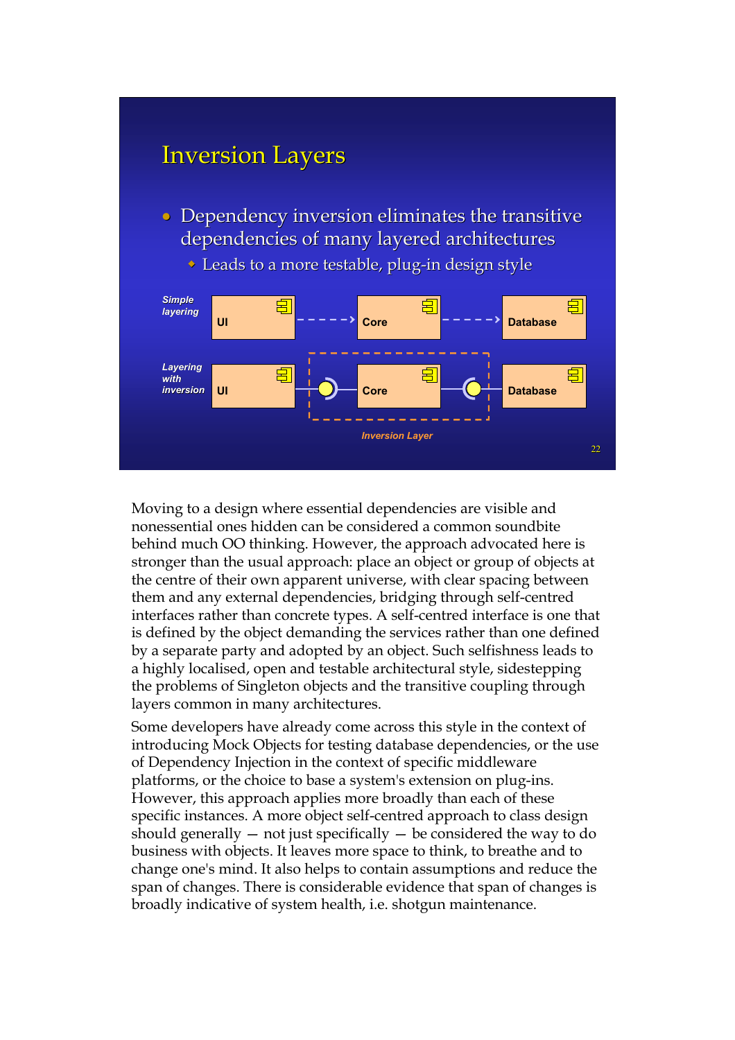## Inversion Layers

- Dependency inversion eliminates the transitive dependencies of many layered architectures
  - Leads to a more testable, plug-in design style

*Simple layering*: UI → Core → Database

*Layering with inversion*: UI — Core — Database

*Inversion Layer*

Moving to a design where essential dependencies are visible and nonessential ones hidden can be considered a common soundbite behind much OO thinking. However, the approach advocated here is stronger than the usual approach: place an object or group of objects at the centre of their own apparent universe, with clear spacing between them and any external dependencies, bridging through self-centred interfaces rather than concrete types. A self-centred interface is one that is defined by the object demanding the services rather than one defined by a separate party and adopted by an object. Such selfishness leads to a highly localised, open and testable architectural style, sidestepping the problems of Singleton objects and the transitive coupling through layers common in many architectures.

Some developers have already come across this style in the context of introducing Mock Objects for testing database dependencies, or the use of Dependency Injection in the context of specific middleware platforms, or the choice to base a system's extension on plug-ins. However, this approach applies more broadly than each of these specific instances. A more object self-centred approach to class design should generally — not just specifically — be considered the way to do business with objects. It leaves more space to think, to breathe and to change one's mind. It also helps to contain assumptions and reduce the span of changes. There is considerable evidence that span of changes is broadly indicative of system health, i.e. shotgun maintenance.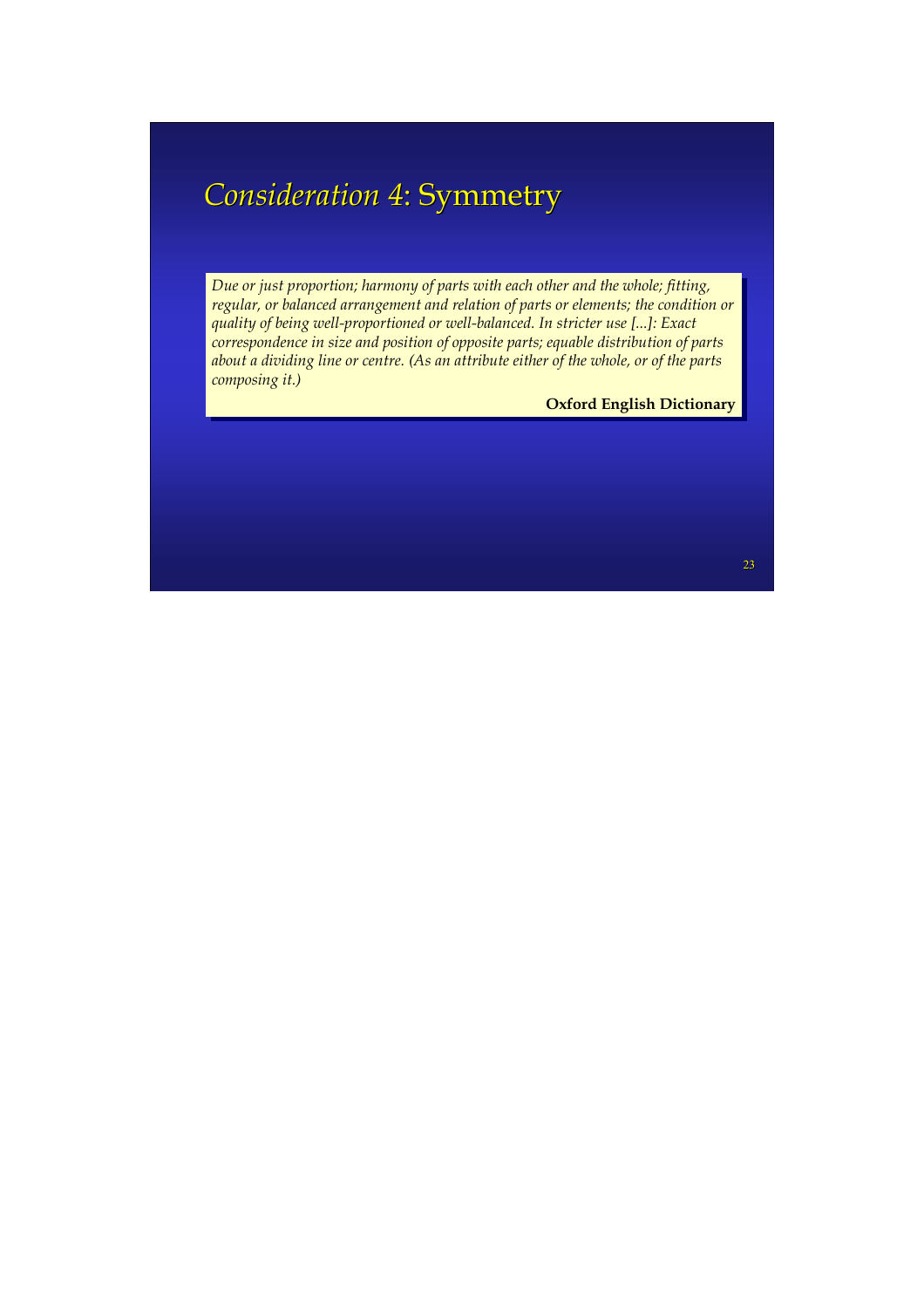# *Consideration 4*: Symmetry

> *Due or just proportion; harmony of parts with each other and the whole; fitting, regular, or balanced arrangement and relation of parts or elements; the condition or quality of being well-proportioned or well-balanced. In stricter use [...]: Exact correspondence in size and position of opposite parts; equable distribution of parts about a dividing line or centre. (As an attribute either of the whole, or of the parts composing it.)*
>
> **Oxford English Dictionary**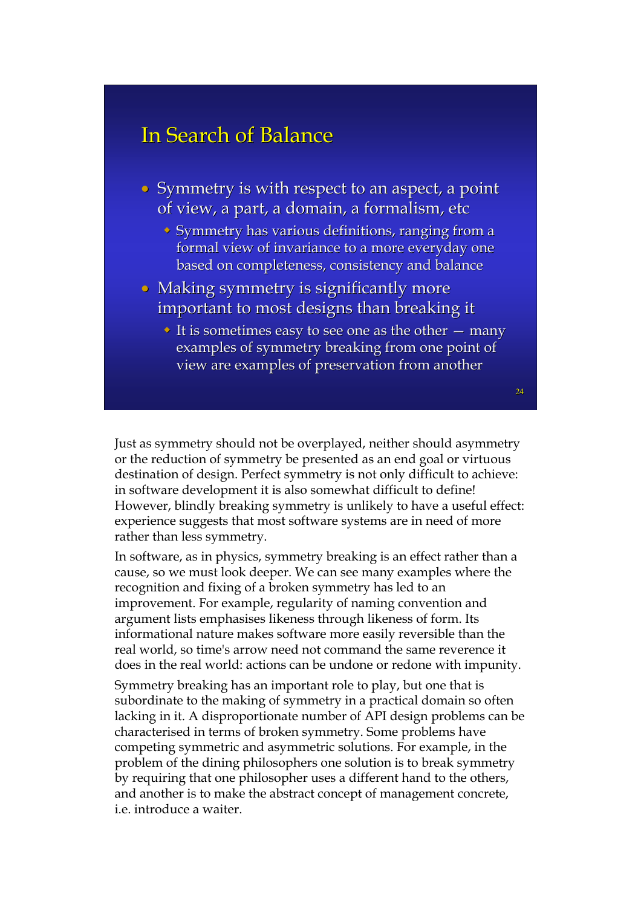## In Search of Balance

- Symmetry is with respect to an aspect, a point of view, a part, a domain, a formalism, etc
  - Symmetry has various definitions, ranging from a formal view of invariance to a more everyday one based on completeness, consistency and balance
- Making symmetry is significantly more important to most designs than breaking it
  - It is sometimes easy to see one as the other — many examples of symmetry breaking from one point of view are examples of preservation from another

Just as symmetry should not be overplayed, neither should asymmetry or the reduction of symmetry be presented as an end goal or virtuous destination of design. Perfect symmetry is not only difficult to achieve: in software development it is also somewhat difficult to define! However, blindly breaking symmetry is unlikely to have a useful effect: experience suggests that most software systems are in need of more rather than less symmetry.

In software, as in physics, symmetry breaking is an effect rather than a cause, so we must look deeper. We can see many examples where the recognition and fixing of a broken symmetry has led to an improvement. For example, regularity of naming convention and argument lists emphasises likeness through likeness of form. Its informational nature makes software more easily reversible than the real world, so time's arrow need not command the same reverence it does in the real world: actions can be undone or redone with impunity.

Symmetry breaking has an important role to play, but one that is subordinate to the making of symmetry in a practical domain so often lacking in it. A disproportionate number of API design problems can be characterised in terms of broken symmetry. Some problems have competing symmetric and asymmetric solutions. For example, in the problem of the dining philosophers one solution is to break symmetry by requiring that one philosopher uses a different hand to the others, and another is to make the abstract concept of management concrete, i.e. introduce a waiter.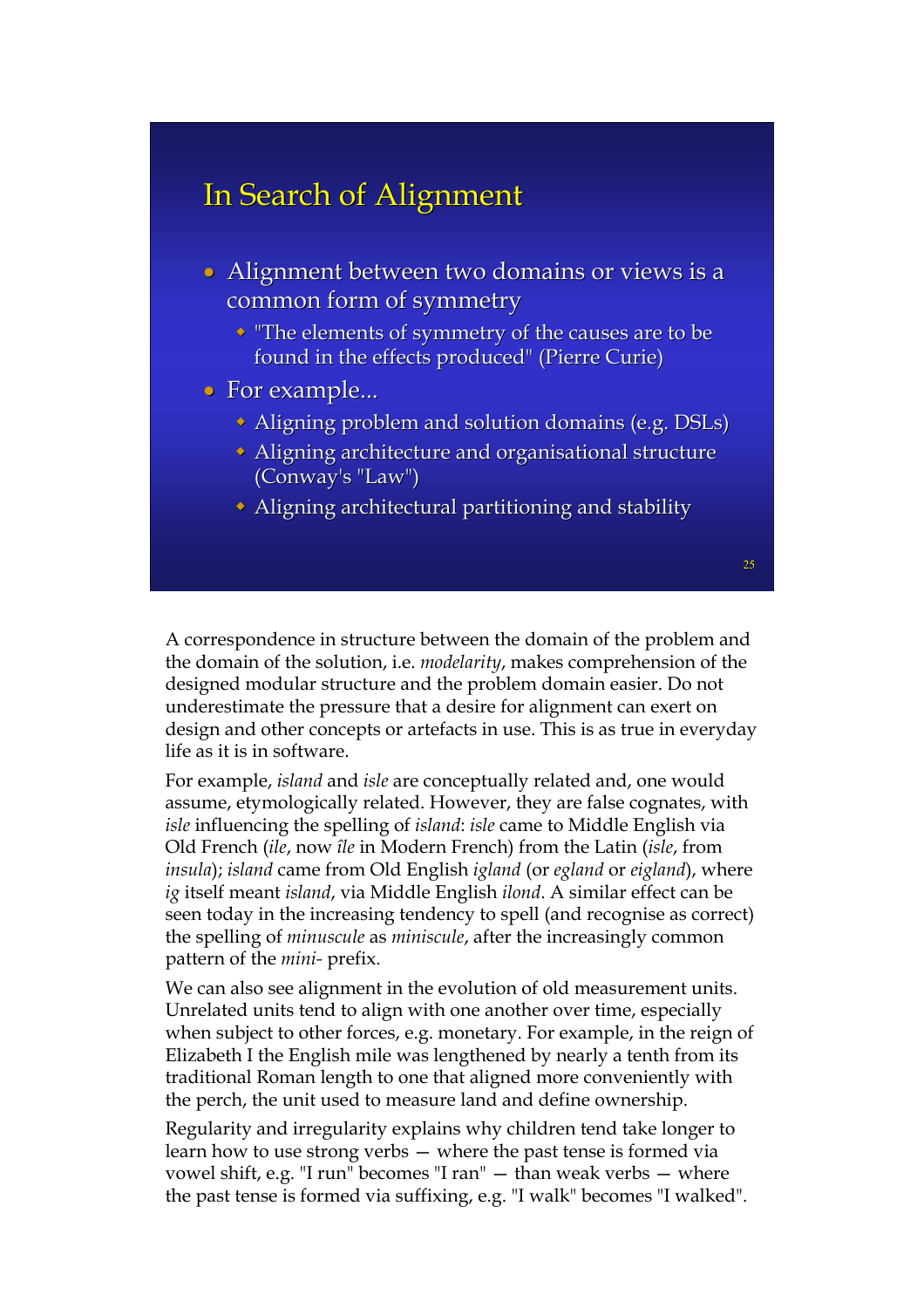## In Search of Alignment

- Alignment between two domains or views is a common form of symmetry
  - "The elements of symmetry of the causes are to be found in the effects produced" (Pierre Curie)
- For example...
  - Aligning problem and solution domains (e.g. DSLs)
  - Aligning architecture and organisational structure (Conway's "Law")
  - Aligning architectural partitioning and stability

A correspondence in structure between the domain of the problem and the domain of the solution, i.e. *modelarity*, makes comprehension of the designed modular structure and the problem domain easier. Do not underestimate the pressure that a desire for alignment can exert on design and other concepts or artefacts in use. This is as true in everyday life as it is in software.

For example, *island* and *isle* are conceptually related and, one would assume, etymologically related. However, they are false cognates, with *isle* influencing the spelling of *island*: *isle* came to Middle English via Old French (*ile*, now *île* in Modern French) from the Latin (*isle*, from *insula*); *island* came from Old English *igland* (or *egland* or *eigland*), where *ig* itself meant *island*, via Middle English *ilond*. A similar effect can be seen today in the increasing tendency to spell (and recognise as correct) the spelling of *minuscule* as *miniscule*, after the increasingly common pattern of the *mini-* prefix.

We can also see alignment in the evolution of old measurement units. Unrelated units tend to align with one another over time, especially when subject to other forces, e.g. monetary. For example, in the reign of Elizabeth I the English mile was lengthened by nearly a tenth from its traditional Roman length to one that aligned more conveniently with the perch, the unit used to measure land and define ownership.

Regularity and irregularity explains why children tend take longer to learn how to use strong verbs — where the past tense is formed via vowel shift, e.g. "I run" becomes "I ran" — than weak verbs — where the past tense is formed via suffixing, e.g. "I walk" becomes "I walked".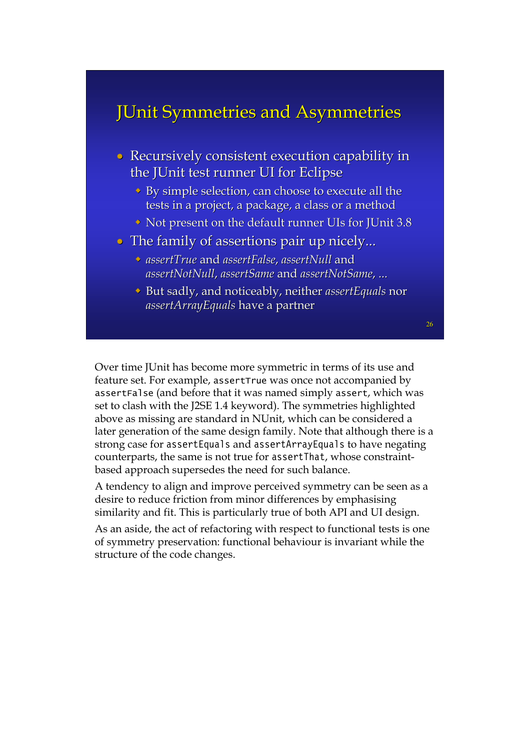## JUnit Symmetries and Asymmetries

- Recursively consistent execution capability in the JUnit test runner UI for Eclipse
  - By simple selection, can choose to execute all the tests in a project, a package, a class or a method
  - Not present on the default runner UIs for JUnit 3.8
- The family of assertions pair up nicely...
  - *assertTrue* and *assertFalse*, *assertNull* and *assertNotNull*, *assertSame* and *assertNotSame*, ...
  - But sadly, and noticeably, neither *assertEquals* nor *assertArrayEquals* have a partner

Over time JUnit has become more symmetric in terms of its use and feature set. For example, `assertTrue` was once not accompanied by `assertFalse` (and before that it was named simply `assert`, which was set to clash with the J2SE 1.4 keyword). The symmetries highlighted above as missing are standard in NUnit, which can be considered a later generation of the same design family. Note that although there is a strong case for `assertEquals` and `assertArrayEquals` to have negating counterparts, the same is not true for `assertThat`, whose constraint-based approach supersedes the need for such balance.

A tendency to align and improve perceived symmetry can be seen as a desire to reduce friction from minor differences by emphasising similarity and fit. This is particularly true of both API and UI design.

As an aside, the act of refactoring with respect to functional tests is one of symmetry preservation: functional behaviour is invariant while the structure of the code changes.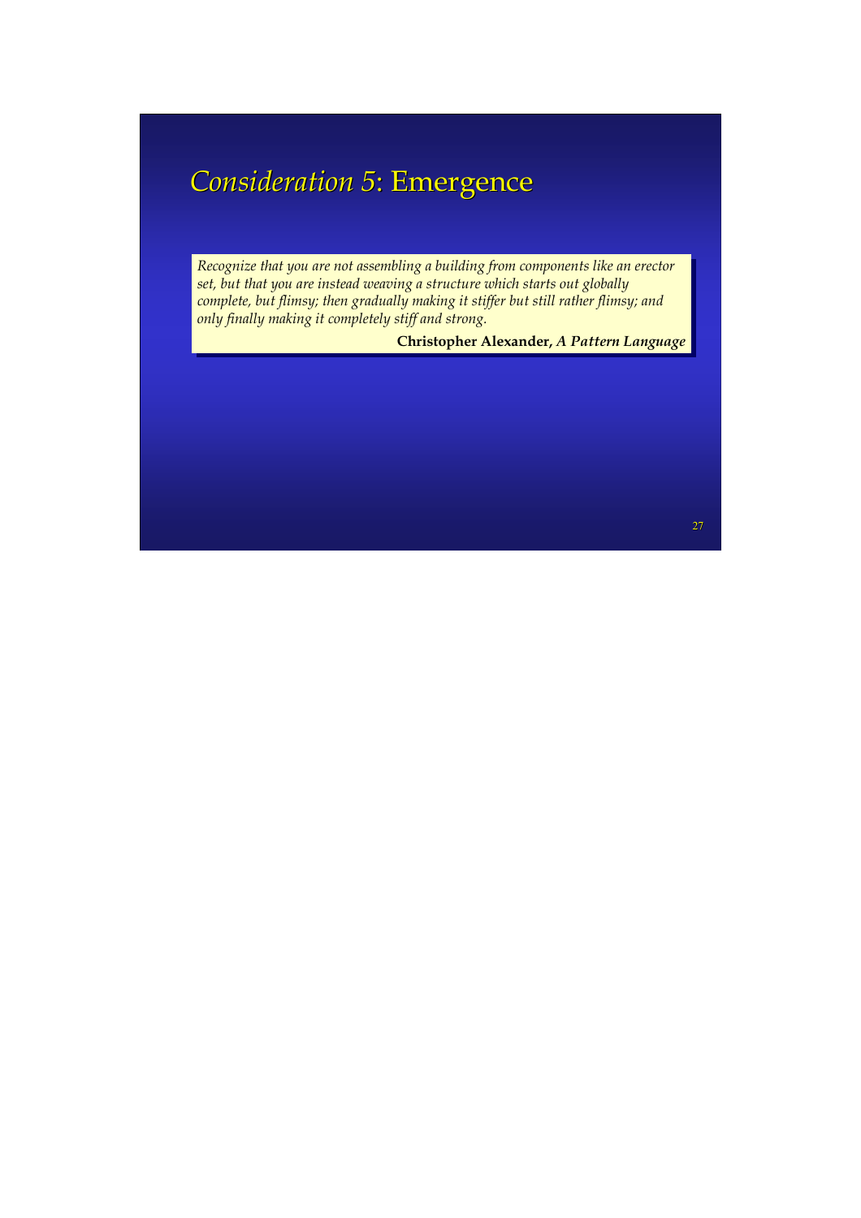# *Consideration 5*: Emergence

> *Recognize that you are not assembling a building from components like an erector set, but that you are instead weaving a structure which starts out globally complete, but flimsy; then gradually making it stiffer but still rather flimsy; and only finally making it completely stiff and strong.*
>
> **Christopher Alexander, *A Pattern Language***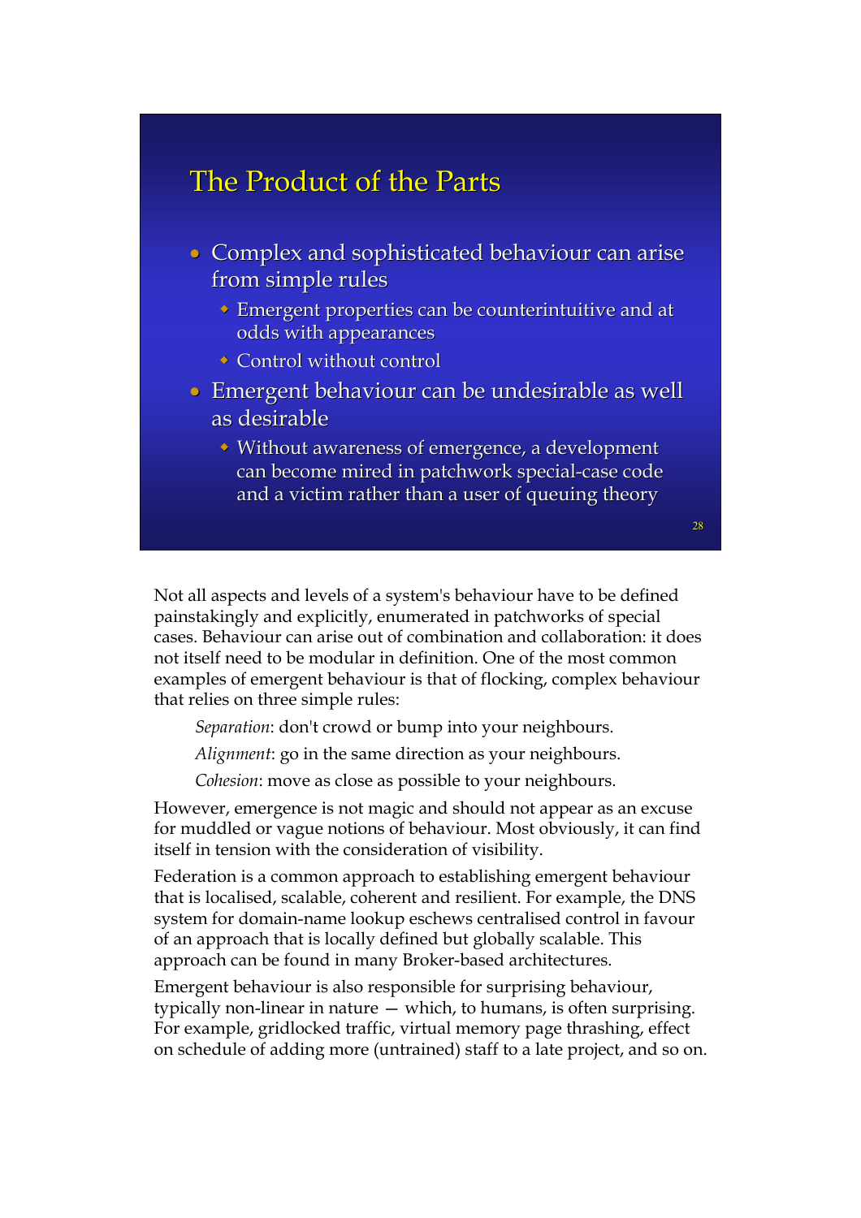## The Product of the Parts

- Complex and sophisticated behaviour can arise from simple rules
  - Emergent properties can be counterintuitive and at odds with appearances
  - Control without control
- Emergent behaviour can be undesirable as well as desirable
  - Without awareness of emergence, a development can become mired in patchwork special-case code and a victim rather than a user of queuing theory

Not all aspects and levels of a system's behaviour have to be defined painstakingly and explicitly, enumerated in patchworks of special cases. Behaviour can arise out of combination and collaboration: it does not itself need to be modular in definition. One of the most common examples of emergent behaviour is that of flocking, complex behaviour that relies on three simple rules:

> *Separation*: don't crowd or bump into your neighbours.
>
> *Alignment*: go in the same direction as your neighbours.
>
> *Cohesion*: move as close as possible to your neighbours.

However, emergence is not magic and should not appear as an excuse for muddled or vague notions of behaviour. Most obviously, it can find itself in tension with the consideration of visibility.

Federation is a common approach to establishing emergent behaviour that is localised, scalable, coherent and resilient. For example, the DNS system for domain-name lookup eschews centralised control in favour of an approach that is locally defined but globally scalable. This approach can be found in many Broker-based architectures.

Emergent behaviour is also responsible for surprising behaviour, typically non-linear in nature — which, to humans, is often surprising. For example, gridlocked traffic, virtual memory page thrashing, effect on schedule of adding more (untrained) staff to a late project, and so on.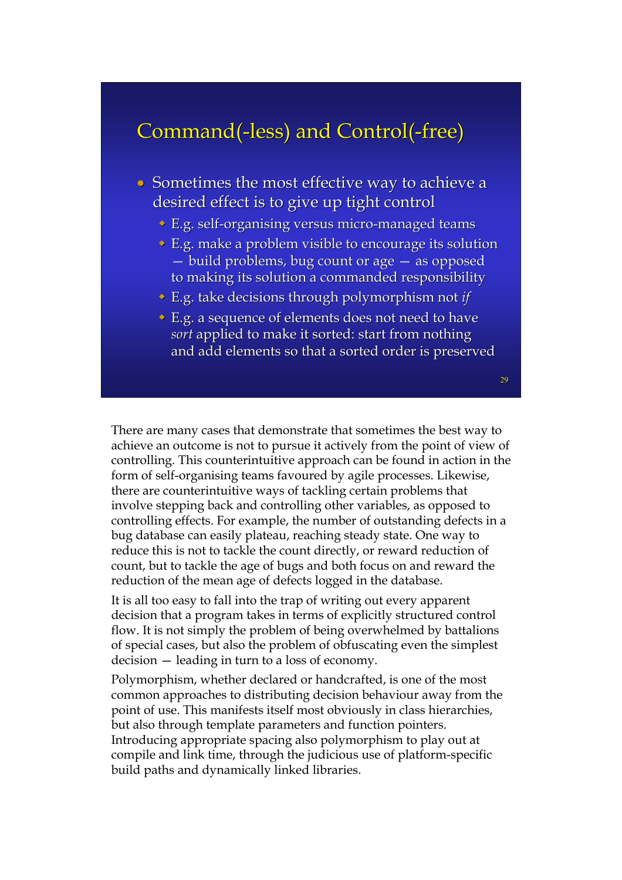## Command(-less) and Control(-free)

- Sometimes the most effective way to achieve a desired effect is to give up tight control
  - E.g. self-organising versus micro-managed teams
  - E.g. make a problem visible to encourage its solution — build problems, bug count or age — as opposed to making its solution a commanded responsibility
  - E.g. take decisions through polymorphism not *if*
  - E.g. a sequence of elements does not need to have *sort* applied to make it sorted: start from nothing and add elements so that a sorted order is preserved

There are many cases that demonstrate that sometimes the best way to achieve an outcome is not to pursue it actively from the point of view of controlling. This counterintuitive approach can be found in action in the form of self-organising teams favoured by agile processes. Likewise, there are counterintuitive ways of tackling certain problems that involve stepping back and controlling other variables, as opposed to controlling effects. For example, the number of outstanding defects in a bug database can easily plateau, reaching steady state. One way to reduce this is not to tackle the count directly, or reward reduction of count, but to tackle the age of bugs and both focus on and reward the reduction of the mean age of defects logged in the database.

It is all too easy to fall into the trap of writing out every apparent decision that a program takes in terms of explicitly structured control flow. It is not simply the problem of being overwhelmed by battalions of special cases, but also the problem of obfuscating even the simplest decision — leading in turn to a loss of economy.

Polymorphism, whether declared or handcrafted, is one of the most common approaches to distributing decision behaviour away from the point of use. This manifests itself most obviously in class hierarchies, but also through template parameters and function pointers. Introducing appropriate spacing also polymorphism to play out at compile and link time, through the judicious use of platform-specific build paths and dynamically linked libraries.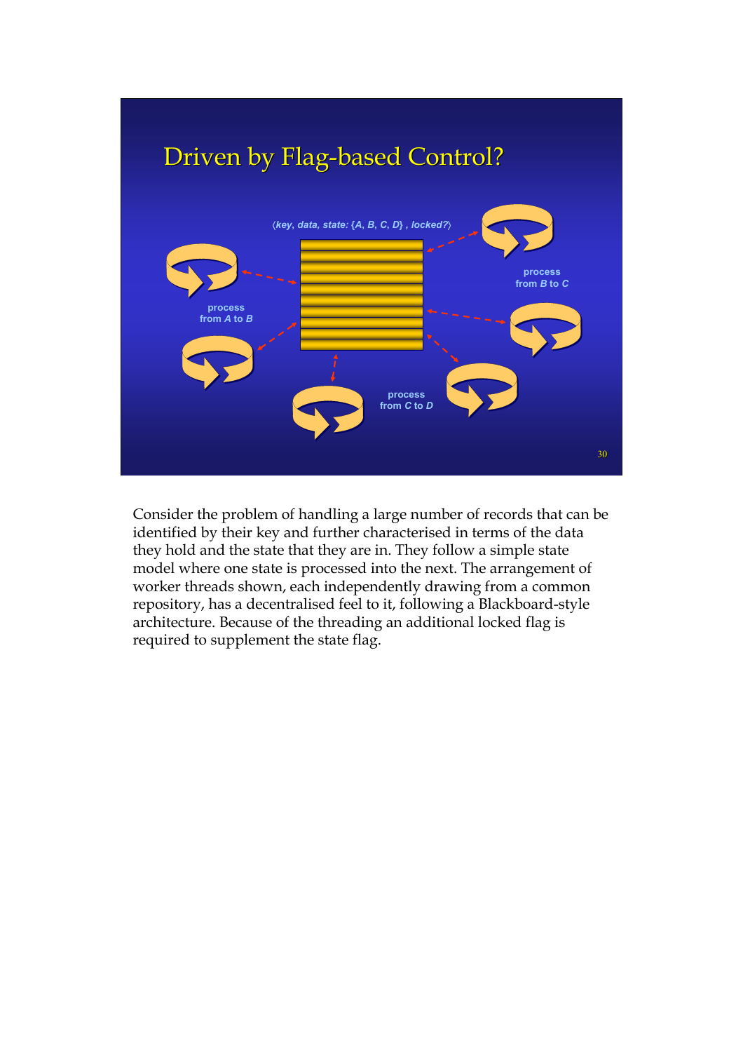## Driven by Flag-based Control?

⟨*key*, *data*, *state*: {*A*, *B*, *C*, *D*} , *locked?*⟩

process from *A* to *B*

process from *B* to *C*

process from *C* to *D*

Consider the problem of handling a large number of records that can be identified by their key and further characterised in terms of the data they hold and the state that they are in. They follow a simple state model where one state is processed into the next. The arrangement of worker threads shown, each independently drawing from a common repository, has a decentralised feel to it, following a Blackboard-style architecture. Because of the threading an additional locked flag is required to supplement the state flag.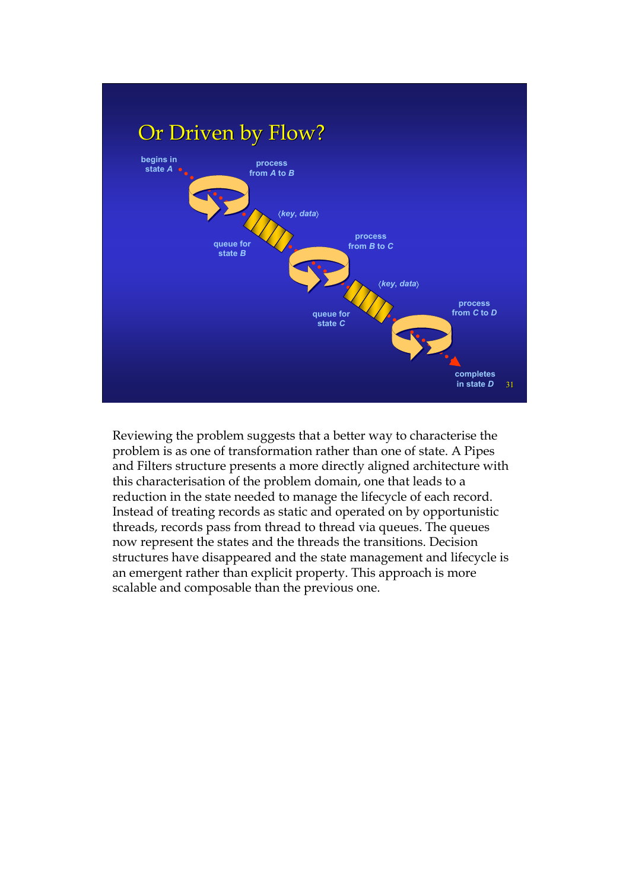# Or Driven by Flow?

begins in state *A*

process from *A* to *B*

⟨*key*, *data*⟩

queue for state *B*

process from *B* to *C*

⟨*key*, *data*⟩

queue for state *C*

process from *C* to *D*

completes in state *D*

Reviewing the problem suggests that a better way to characterise the problem is as one of transformation rather than one of state. A Pipes and Filters structure presents a more directly aligned architecture with this characterisation of the problem domain, one that leads to a reduction in the state needed to manage the lifecycle of each record. Instead of treating records as static and operated on by opportunistic threads, records pass from thread to thread via queues. The queues now represent the states and the threads the transitions. Decision structures have disappeared and the state management and lifecycle is an emergent rather than explicit property. This approach is more scalable and composable than the previous one.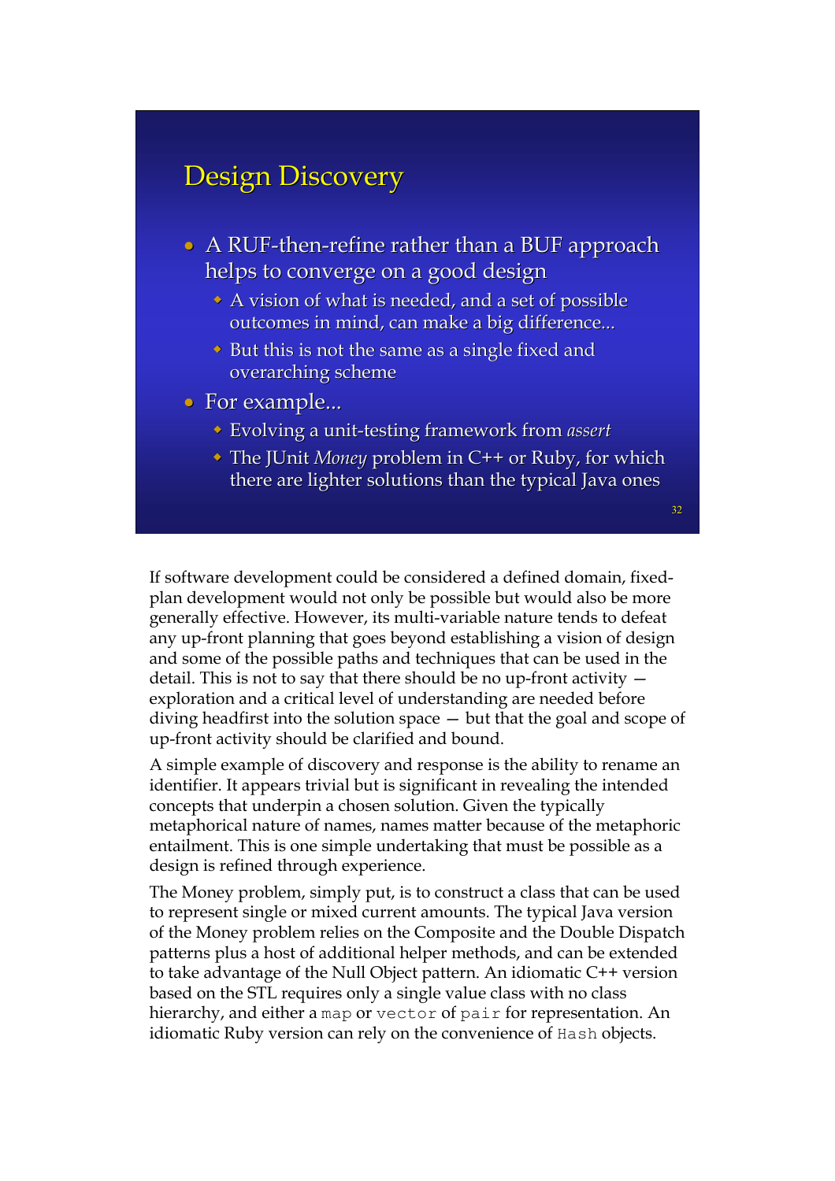## Design Discovery

- A RUF-then-refine rather than a BUF approach helps to converge on a good design
  - A vision of what is needed, and a set of possible outcomes in mind, can make a big difference...
  - But this is not the same as a single fixed and overarching scheme
- For example...
  - Evolving a unit-testing framework from *assert*
  - The JUnit *Money* problem in C++ or Ruby, for which there are lighter solutions than the typical Java ones

If software development could be considered a defined domain, fixed-plan development would not only be possible but would also be more generally effective. However, its multi-variable nature tends to defeat any up-front planning that goes beyond establishing a vision of design and some of the possible paths and techniques that can be used in the detail. This is not to say that there should be no up-front activity — exploration and a critical level of understanding are needed before diving headfirst into the solution space — but that the goal and scope of up-front activity should be clarified and bound.

A simple example of discovery and response is the ability to rename an identifier. It appears trivial but is significant in revealing the intended concepts that underpin a chosen solution. Given the typically metaphorical nature of names, names matter because of the metaphoric entailment. This is one simple undertaking that must be possible as a design is refined through experience.

The Money problem, simply put, is to construct a class that can be used to represent single or mixed current amounts. The typical Java version of the Money problem relies on the Composite and the Double Dispatch patterns plus a host of additional helper methods, and can be extended to take advantage of the Null Object pattern. An idiomatic C++ version based on the STL requires only a single value class with no class hierarchy, and either a `map` or `vector` of `pair` for representation. An idiomatic Ruby version can rely on the convenience of `Hash` objects.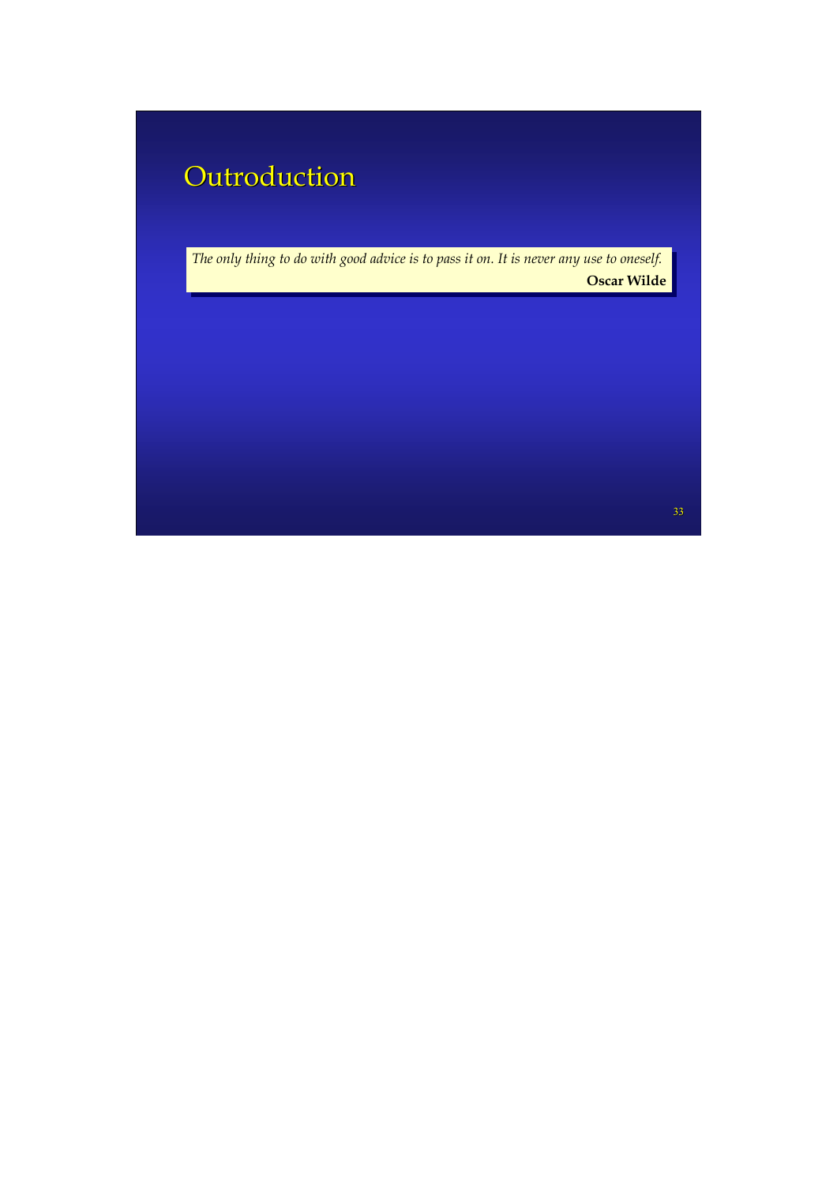# Outroduction

> *The only thing to do with good advice is to pass it on. It is never any use to oneself.*
>
> **Oscar Wilde**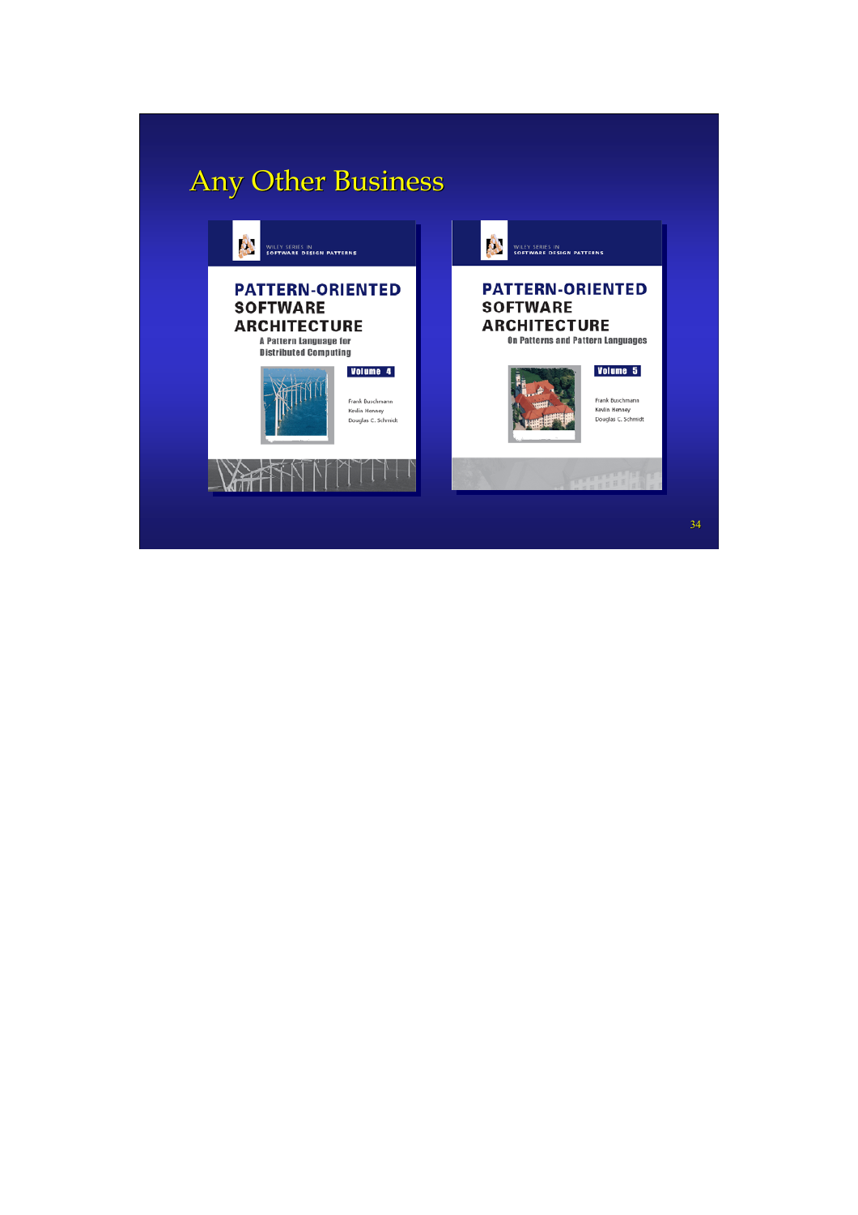# Any Other Business

WILEY SERIES IN SOFTWARE DESIGN PATTERNS

**PATTERN-ORIENTED SOFTWARE ARCHITECTURE**

A Pattern Language for Distributed Computing

Volume 4

Frank Buschmann
Kevlin Henney
Douglas C. Schmidt

WILEY SERIES IN SOFTWARE DESIGN PATTERNS

**PATTERN-ORIENTED SOFTWARE ARCHITECTURE**

On Patterns and Pattern Languages

Volume 5

Frank Buschmann
Kevlin Henney
Douglas C. Schmidt